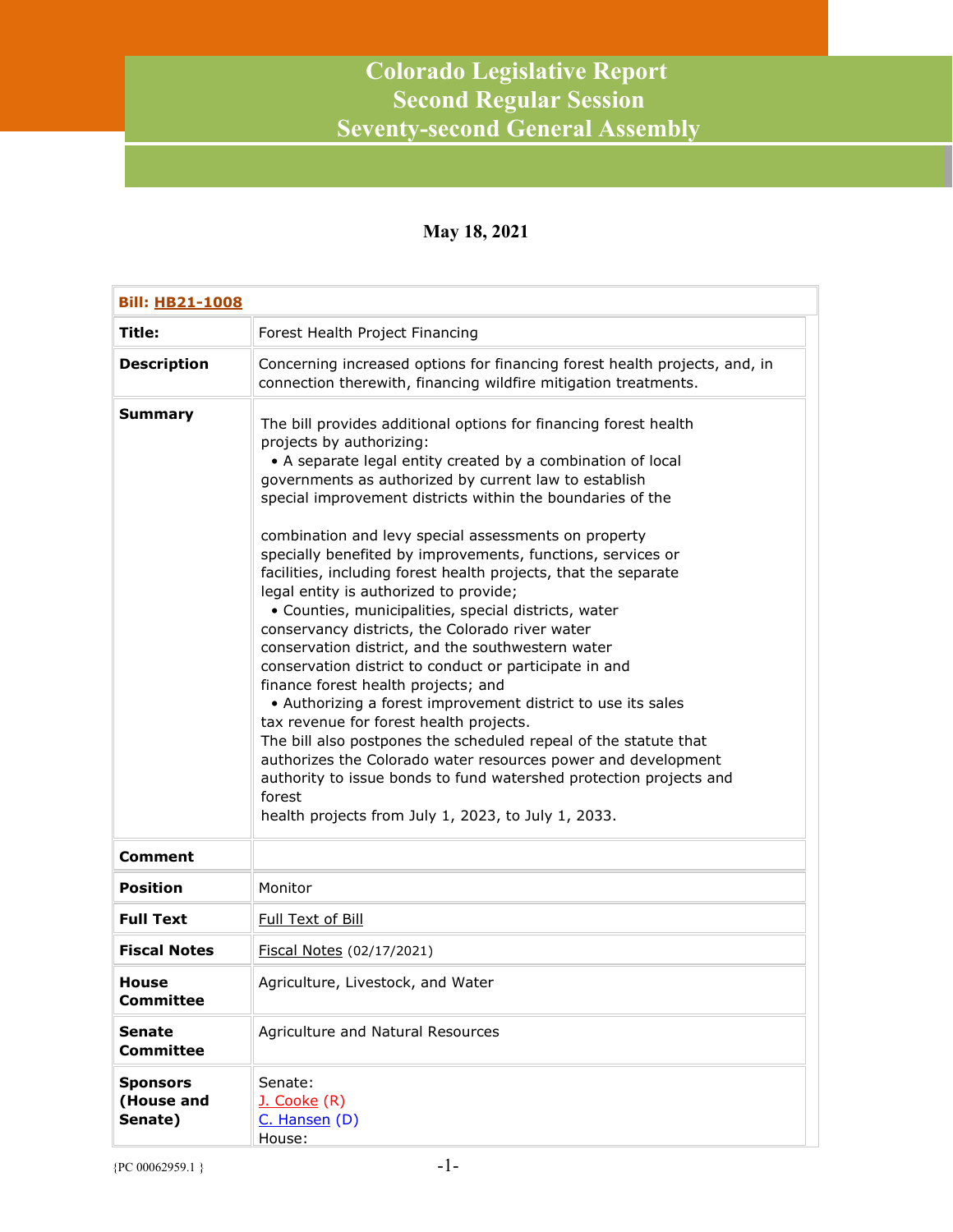# Colorado Legislative Report
## Second Regular Session
## Seventy-second General Assembly

**May 18, 2021**

| **Bill: HB21-1008** | |
|---|---|
| **Title:** | Forest Health Project Financing |
| **Description** | Concerning increased options for financing forest health projects, and, in connection therewith, financing wildfire mitigation treatments. |
| **Summary** | The bill provides additional options for financing forest health projects by authorizing:<br>• A separate legal entity created by a combination of local governments as authorized by current law to establish special improvement districts within the boundaries of the combination and levy special assessments on property specially benefited by improvements, functions, services or facilities, including forest health projects, that the separate legal entity is authorized to provide;<br>• Counties, municipalities, special districts, water conservancy districts, the Colorado river water conservation district, and the southwestern water conservation district to conduct or participate in and finance forest health projects; and<br>• Authorizing a forest improvement district to use its sales tax revenue for forest health projects.<br>The bill also postpones the scheduled repeal of the statute that authorizes the Colorado water resources power and development authority to issue bonds to fund watershed protection projects and forest health projects from July 1, 2023, to July 1, 2033. |
| **Comment** | |
| **Position** | Monitor |
| **Full Text** | Full Text of Bill |
| **Fiscal Notes** | Fiscal Notes (02/17/2021) |
| **House Committee** | Agriculture, Livestock, and Water |
| **Senate Committee** | Agriculture and Natural Resources |
| **Sponsors (House and Senate)** | Senate:<br>J. Cooke (R)<br>C. Hansen (D)<br>House: |

{PC 00062959.1 }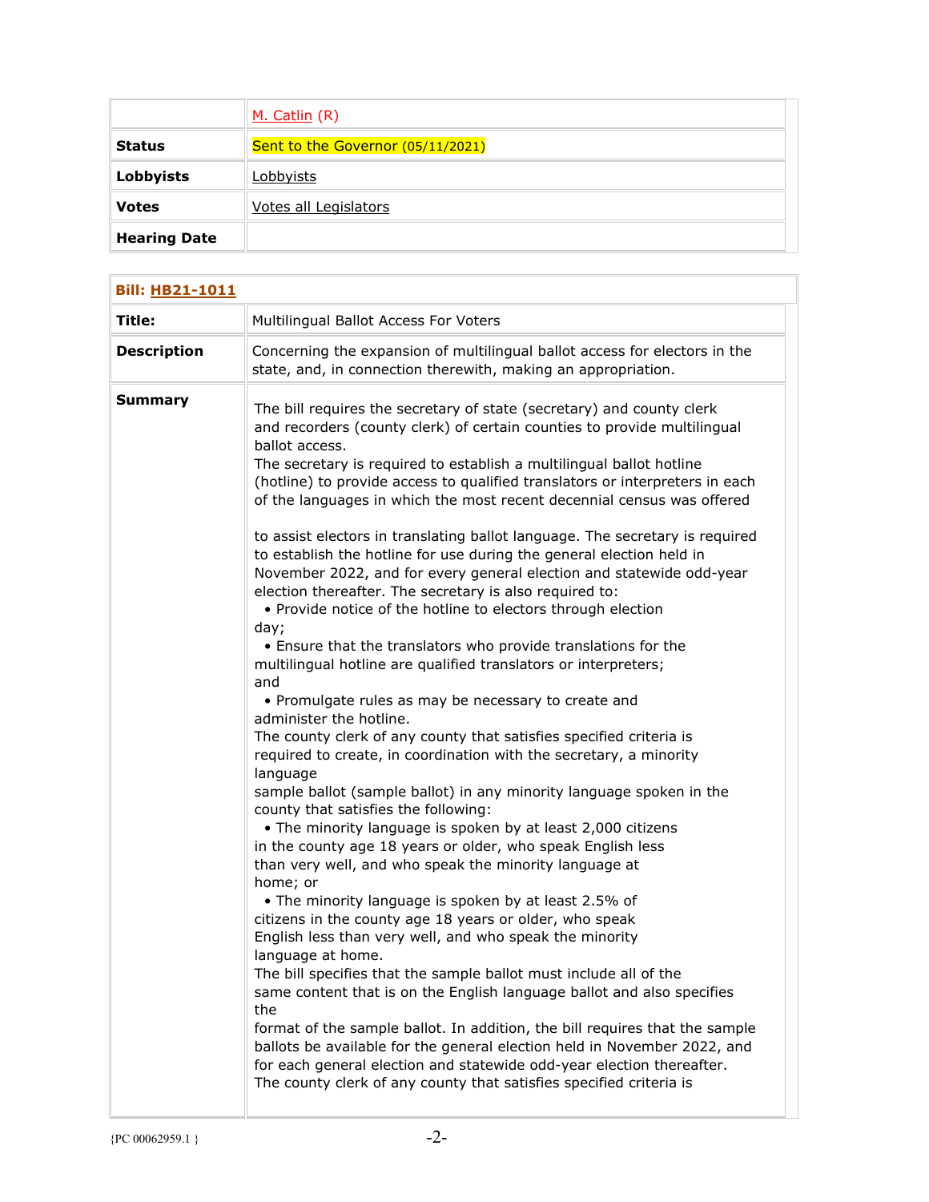| | |
|---|---|
| | M. Catlin (R) |
| **Status** | Sent to the Governor (05/11/2021) |
| **Lobbyists** | Lobbyists |
| **Votes** | Votes all Legislators |
| **Hearing Date** | |

| **Bill: HB21-1011** | |
|---|---|
| **Title:** | Multilingual Ballot Access For Voters |
| **Description** | Concerning the expansion of multilingual ballot access for electors in the state, and, in connection therewith, making an appropriation. |
| **Summary** | The bill requires the secretary of state (secretary) and county clerk and recorders (county clerk) of certain counties to provide multilingual ballot access.<br>The secretary is required to establish a multilingual ballot hotline (hotline) to provide access to qualified translators or interpreters in each of the languages in which the most recent decennial census was offered<br><br>to assist electors in translating ballot language. The secretary is required to establish the hotline for use during the general election held in November 2022, and for every general election and statewide odd-year election thereafter. The secretary is also required to:<br>• Provide notice of the hotline to electors through election day;<br>• Ensure that the translators who provide translations for the multilingual hotline are qualified translators or interpreters; and<br>• Promulgate rules as may be necessary to create and administer the hotline.<br>The county clerk of any county that satisfies specified criteria is required to create, in coordination with the secretary, a minority language sample ballot (sample ballot) in any minority language spoken in the county that satisfies the following:<br>• The minority language is spoken by at least 2,000 citizens in the county age 18 years or older, who speak English less than very well, and who speak the minority language at home; or<br>• The minority language is spoken by at least 2.5% of citizens in the county age 18 years or older, who speak English less than very well, and who speak the minority language at home.<br>The bill specifies that the sample ballot must include all of the same content that is on the English language ballot and also specifies the format of the sample ballot. In addition, the bill requires that the sample ballots be available for the general election held in November 2022, and for each general election and statewide odd-year election thereafter.<br>The county clerk of any county that satisfies specified criteria is |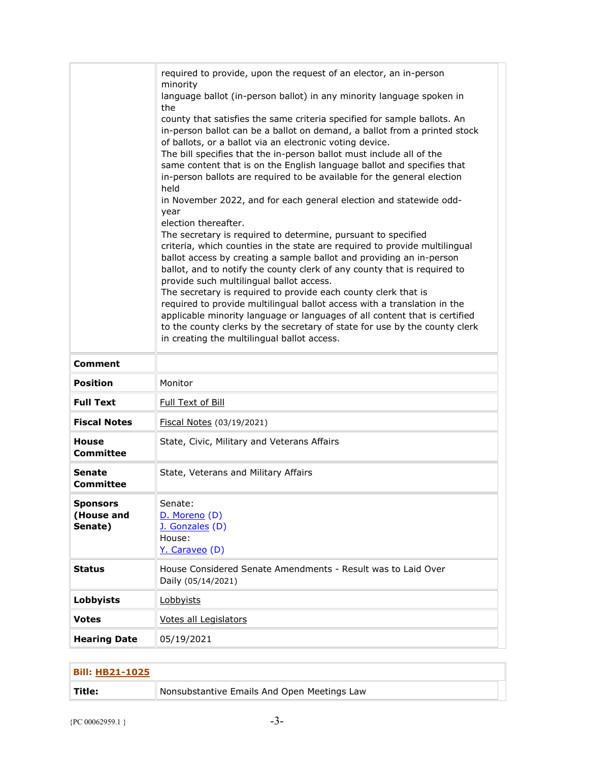| | |
|---|---|
| | required to provide, upon the request of an elector, an in-person minority language ballot (in-person ballot) in any minority language spoken in the county that satisfies the same criteria specified for sample ballots. An in-person ballot can be a ballot on demand, a ballot from a printed stock of ballots, or a ballot via an electronic voting device. The bill specifies that the in-person ballot must include all of the same content that is on the English language ballot and specifies that in-person ballots are required to be available for the general election held in November 2022, and for each general election and statewide odd-year election thereafter. The secretary is required to determine, pursuant to specified criteria, which counties in the state are required to provide multilingual ballot access by creating a sample ballot and providing an in-person ballot, and to notify the county clerk of any county that is required to provide such multilingual ballot access. The secretary is required to provide each county clerk that is required to provide multilingual ballot access with a translation in the applicable minority language or languages of all content that is certified to the county clerks by the secretary of state for use by the county clerk in creating the multilingual ballot access. |
| **Comment** | |
| **Position** | Monitor |
| **Full Text** | Full Text of Bill |
| **Fiscal Notes** | Fiscal Notes (03/19/2021) |
| **House Committee** | State, Civic, Military and Veterans Affairs |
| **Senate Committee** | State, Veterans and Military Affairs |
| **Sponsors (House and Senate)** | Senate:<br>D. Moreno (D)<br>J. Gonzales (D)<br>House:<br>Y. Caraveo (D) |
| **Status** | House Considered Senate Amendments - Result was to Laid Over Daily (05/14/2021) |
| **Lobbyists** | Lobbyists |
| **Votes** | Votes all Legislators |
| **Hearing Date** | 05/19/2021 |

| **Bill: HB21-1025** | |
|---|---|
| **Title:** | Nonsubstantive Emails And Open Meetings Law |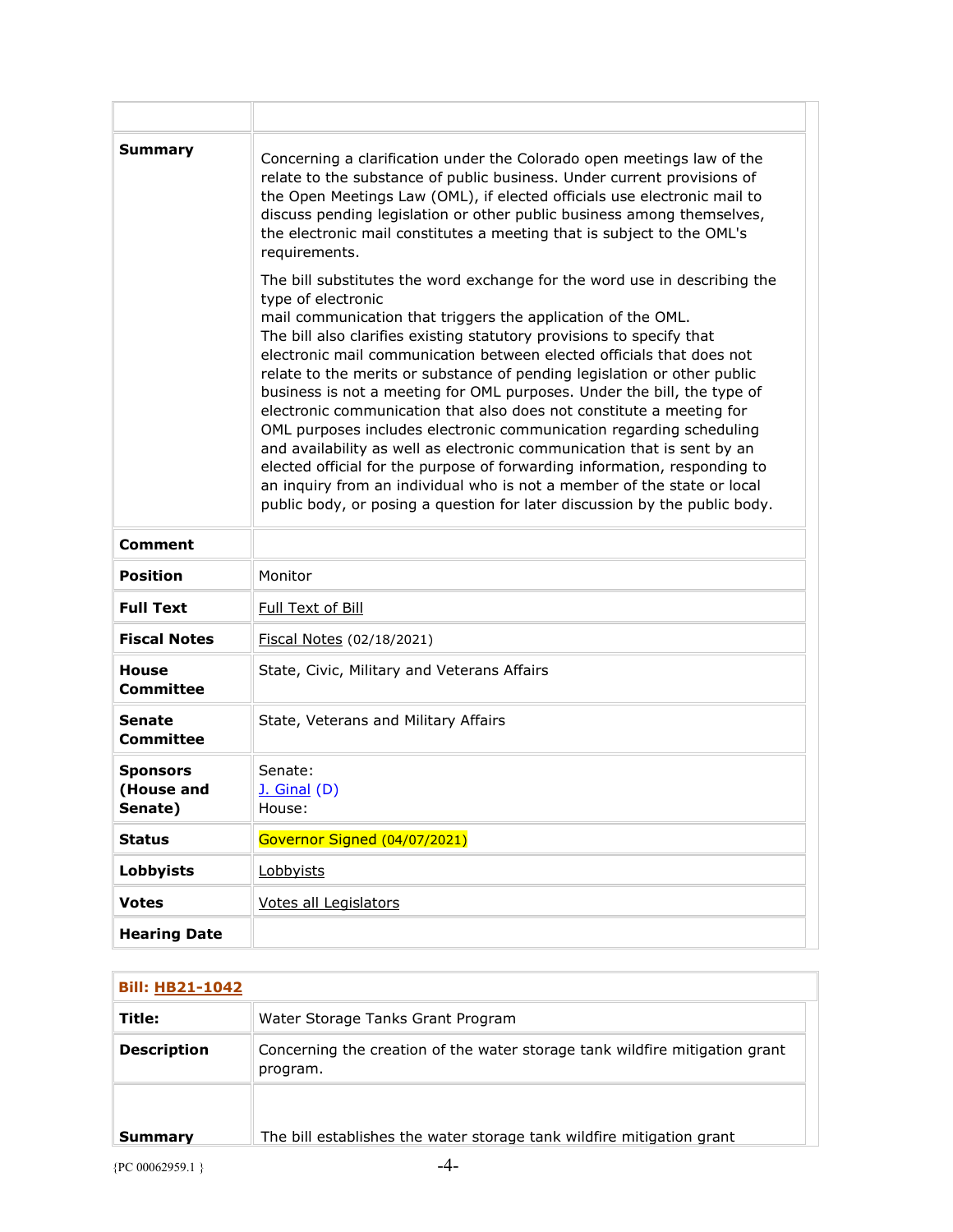| | |
|---|---|
| **Summary** | Concerning a clarification under the Colorado open meetings law of the relate to the substance of public business. Under current provisions of the Open Meetings Law (OML), if elected officials use electronic mail to discuss pending legislation or other public business among themselves, the electronic mail constitutes a meeting that is subject to the OML's requirements.<br><br>The bill substitutes the word exchange for the word use in describing the type of electronic mail communication that triggers the application of the OML. The bill also clarifies existing statutory provisions to specify that electronic mail communication between elected officials that does not relate to the merits or substance of pending legislation or other public business is not a meeting for OML purposes. Under the bill, the type of electronic communication that also does not constitute a meeting for OML purposes includes electronic communication regarding scheduling and availability as well as electronic communication that is sent by an elected official for the purpose of forwarding information, responding to an inquiry from an individual who is not a member of the state or local public body, or posing a question for later discussion by the public body. |
| **Comment** | |
| **Position** | Monitor |
| **Full Text** | Full Text of Bill |
| **Fiscal Notes** | Fiscal Notes (02/18/2021) |
| **House Committee** | State, Civic, Military and Veterans Affairs |
| **Senate Committee** | State, Veterans and Military Affairs |
| **Sponsors (House and Senate)** | Senate:<br>J. Ginal (D)<br>House: |
| **Status** | Governor Signed (04/07/2021) |
| **Lobbyists** | Lobbyists |
| **Votes** | Votes all Legislators |
| **Hearing Date** | |

| **Bill: HB21-1042** | |
|---|---|
| **Title:** | Water Storage Tanks Grant Program |
| **Description** | Concerning the creation of the water storage tank wildfire mitigation grant program. |
| **Summary** | The bill establishes the water storage tank wildfire mitigation grant |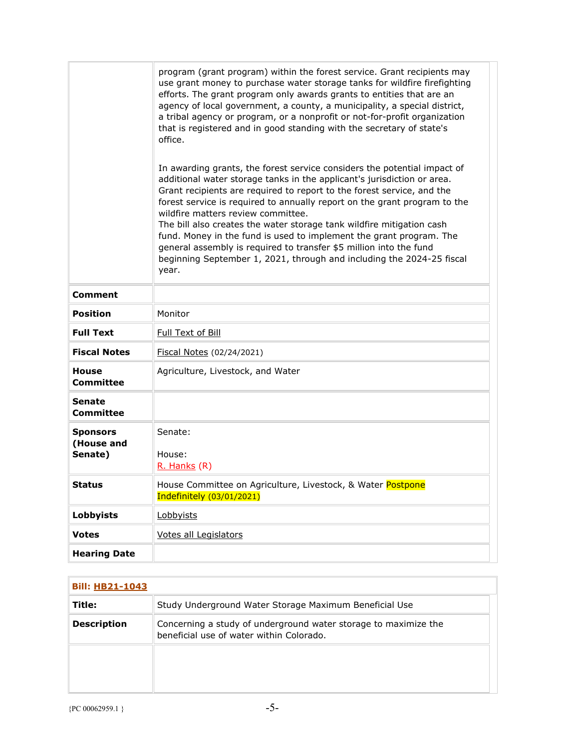| | |
|---|---|
| | program (grant program) within the forest service. Grant recipients may use grant money to purchase water storage tanks for wildfire firefighting efforts. The grant program only awards grants to entities that are an agency of local government, a county, a municipality, a special district, a tribal agency or program, or a nonprofit or not-for-profit organization that is registered and in good standing with the secretary of state's office.<br><br>In awarding grants, the forest service considers the potential impact of additional water storage tanks in the applicant's jurisdiction or area. Grant recipients are required to report to the forest service, and the forest service is required to annually report on the grant program to the wildfire matters review committee.<br>The bill also creates the water storage tank wildfire mitigation cash fund. Money in the fund is used to implement the grant program. The general assembly is required to transfer $5 million into the fund beginning September 1, 2021, through and including the 2024-25 fiscal year. |
| **Comment** | |
| **Position** | Monitor |
| **Full Text** | Full Text of Bill |
| **Fiscal Notes** | Fiscal Notes (02/24/2021) |
| **House Committee** | Agriculture, Livestock, and Water |
| **Senate Committee** | |
| **Sponsors (House and Senate)** | Senate:<br><br>House:<br>R. Hanks (R) |
| **Status** | House Committee on Agriculture, Livestock, & Water Postpone Indefinitely (03/01/2021) |
| **Lobbyists** | Lobbyists |
| **Votes** | Votes all Legislators |
| **Hearing Date** | |

| **Bill: HB21-1043** | |
|---|---|
| **Title:** | Study Underground Water Storage Maximum Beneficial Use |
| **Description** | Concerning a study of underground water storage to maximize the beneficial use of water within Colorado. |
| | |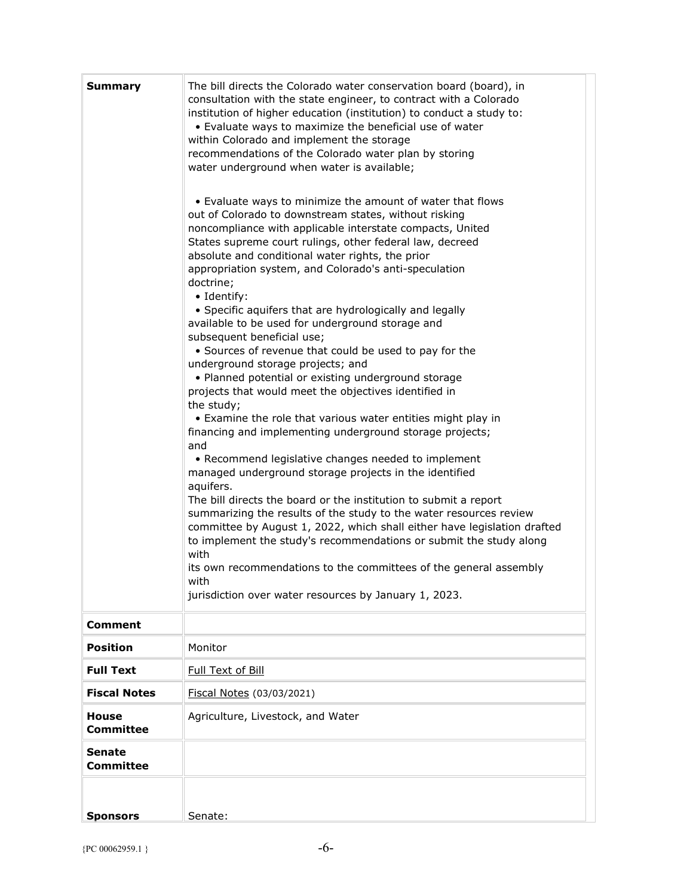| | |
|---|---|
| **Summary** | The bill directs the Colorado water conservation board (board), in consultation with the state engineer, to contract with a Colorado institution of higher education (institution) to conduct a study to:<br>• Evaluate ways to maximize the beneficial use of water within Colorado and implement the storage recommendations of the Colorado water plan by storing water underground when water is available;<br><br>• Evaluate ways to minimize the amount of water that flows out of Colorado to downstream states, without risking noncompliance with applicable interstate compacts, United States supreme court rulings, other federal law, decreed absolute and conditional water rights, the prior appropriation system, and Colorado's anti-speculation doctrine;<br>• Identify:<br>• Specific aquifers that are hydrologically and legally available to be used for underground storage and subsequent beneficial use;<br>• Sources of revenue that could be used to pay for the underground storage projects; and<br>• Planned potential or existing underground storage projects that would meet the objectives identified in the study;<br>• Examine the role that various water entities might play in financing and implementing underground storage projects; and<br>• Recommend legislative changes needed to implement managed underground storage projects in the identified aquifers.<br>The bill directs the board or the institution to submit a report summarizing the results of the study to the water resources review committee by August 1, 2022, which shall either have legislation drafted to implement the study's recommendations or submit the study along with its own recommendations to the committees of the general assembly with jurisdiction over water resources by January 1, 2023. |
| **Comment** | |
| **Position** | Monitor |
| **Full Text** | Full Text of Bill |
| **Fiscal Notes** | Fiscal Notes (03/03/2021) |
| **House Committee** | Agriculture, Livestock, and Water |
| **Senate Committee** | |
| **Sponsors** | Senate: |

{PC 00062959.1 }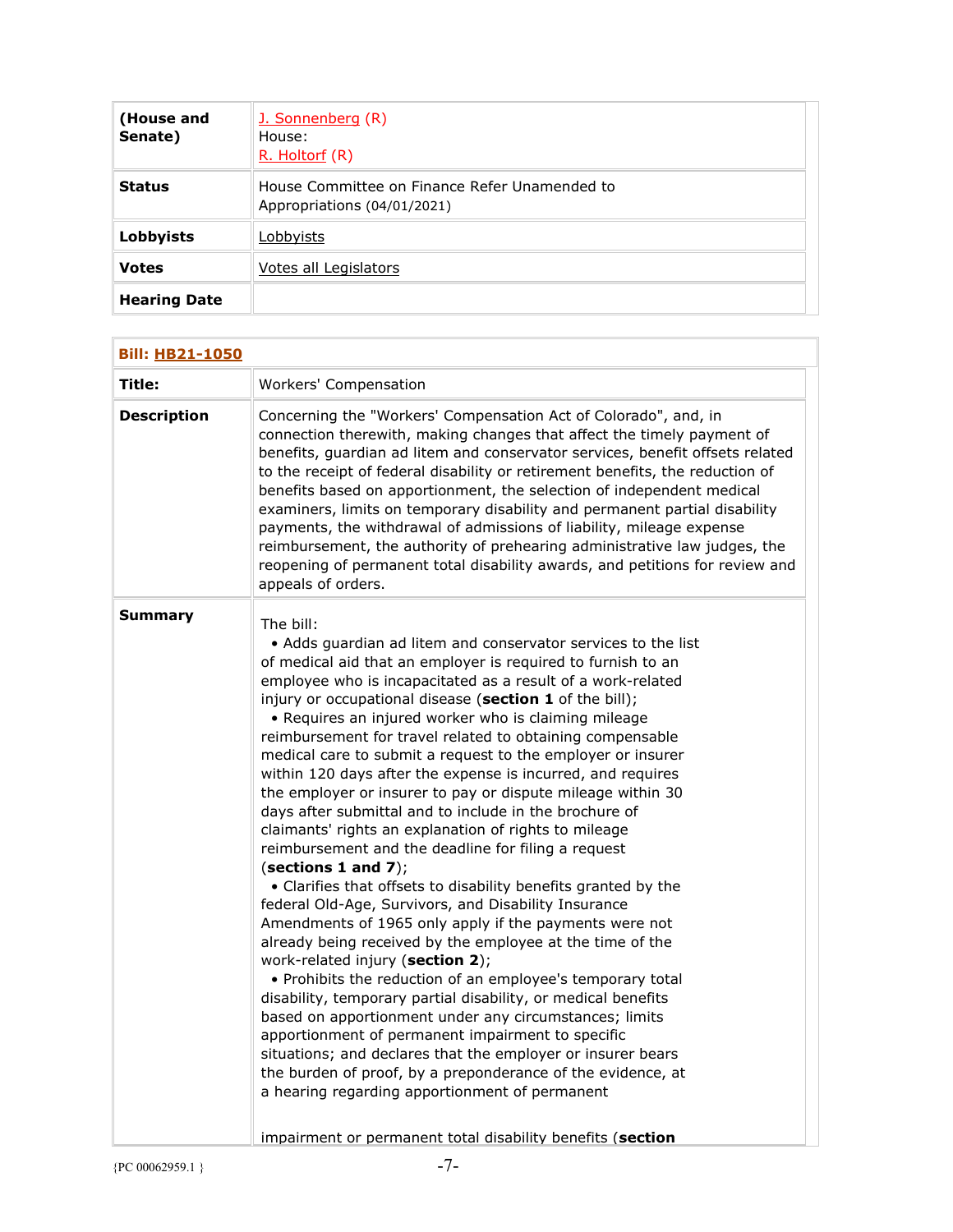| (House and Senate) | J. Sonnenberg (R)<br>House:<br>R. Holtorf (R) |
| --- | --- |
| **Status** | House Committee on Finance Refer Unamended to Appropriations (04/01/2021) |
| **Lobbyists** | Lobbyists |
| **Votes** | Votes all Legislators |
| **Hearing Date** | |

| Bill: HB21-1050 | |
| --- | --- |
| **Title:** | Workers' Compensation |
| **Description** | Concerning the "Workers' Compensation Act of Colorado", and, in connection therewith, making changes that affect the timely payment of benefits, guardian ad litem and conservator services, benefit offsets related to the receipt of federal disability or retirement benefits, the reduction of benefits based on apportionment, the selection of independent medical examiners, limits on temporary disability and permanent partial disability payments, the withdrawal of admissions of liability, mileage expense reimbursement, the authority of prehearing administrative law judges, the reopening of permanent total disability awards, and petitions for review and appeals of orders. |
| **Summary** | The bill:<br>• Adds guardian ad litem and conservator services to the list of medical aid that an employer is required to furnish to an employee who is incapacitated as a result of a work-related injury or occupational disease (**section 1** of the bill);<br>• Requires an injured worker who is claiming mileage reimbursement for travel related to obtaining compensable medical care to submit a request to the employer or insurer within 120 days after the expense is incurred, and requires the employer or insurer to pay or dispute mileage within 30 days after submittal and to include in the brochure of claimants' rights an explanation of rights to mileage reimbursement and the deadline for filing a request (**sections 1 and 7**);<br>• Clarifies that offsets to disability benefits granted by the federal Old-Age, Survivors, and Disability Insurance Amendments of 1965 only apply if the payments were not already being received by the employee at the time of the work-related injury (**section 2**);<br>• Prohibits the reduction of an employee's temporary total disability, temporary partial disability, or medical benefits based on apportionment under any circumstances; limits apportionment of permanent impairment to specific situations; and declares that the employer or insurer bears the burden of proof, by a preponderance of the evidence, at a hearing regarding apportionment of permanent impairment or permanent total disability benefits (**section** |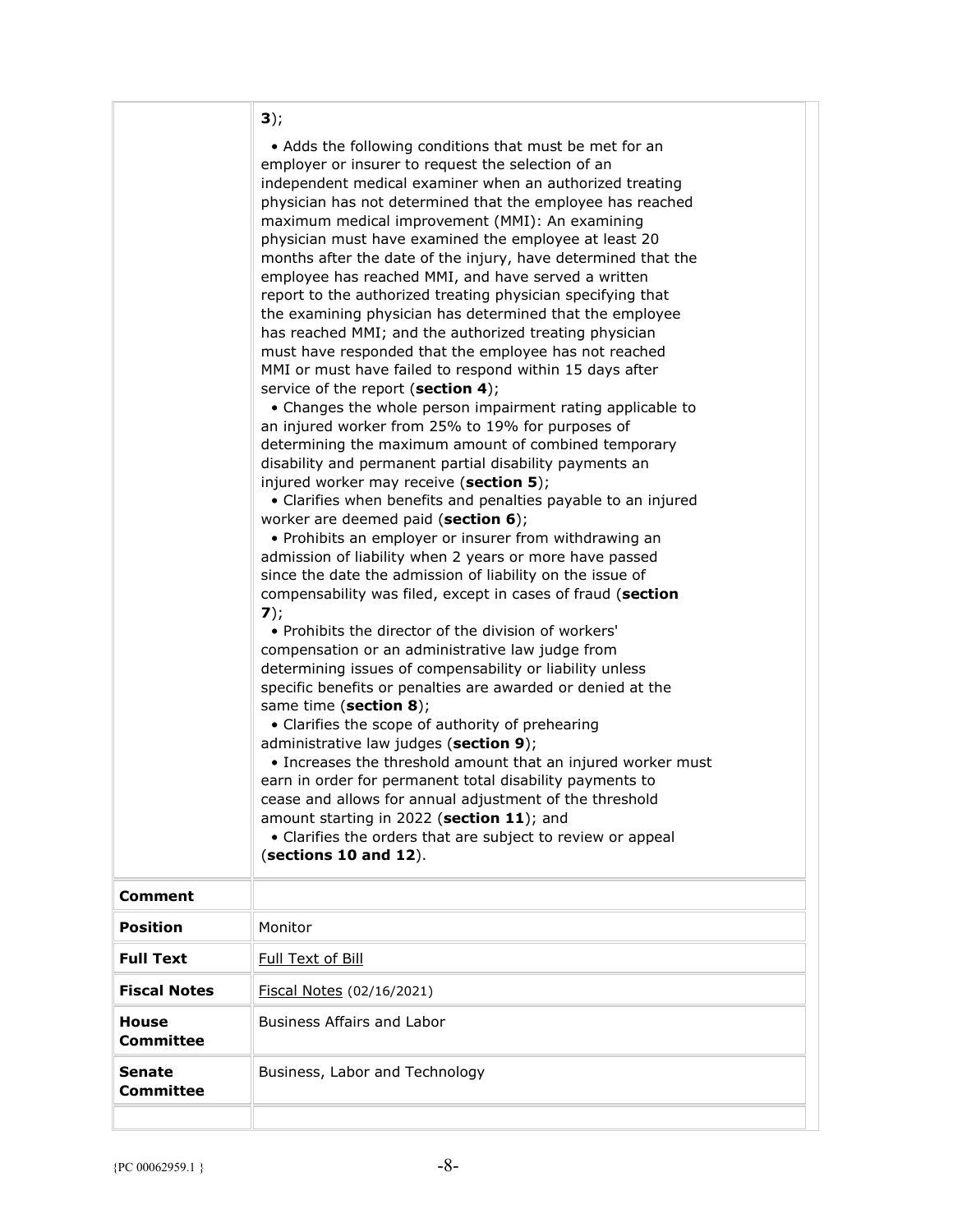| | |
|---|---|
| | **3**);<br><br>• Adds the following conditions that must be met for an employer or insurer to request the selection of an independent medical examiner when an authorized treating physician has not determined that the employee has reached maximum medical improvement (MMI): An examining physician must have examined the employee at least 20 months after the date of the injury, have determined that the employee has reached MMI, and have served a written report to the authorized treating physician specifying that the examining physician has determined that the employee has reached MMI; and the authorized treating physician must have responded that the employee has not reached MMI or must have failed to respond within 15 days after service of the report (**section 4**);<br>• Changes the whole person impairment rating applicable to an injured worker from 25% to 19% for purposes of determining the maximum amount of combined temporary disability and permanent partial disability payments an injured worker may receive (**section 5**);<br>• Clarifies when benefits and penalties payable to an injured worker are deemed paid (**section 6**);<br>• Prohibits an employer or insurer from withdrawing an admission of liability when 2 years or more have passed since the date the admission of liability on the issue of compensability was filed, except in cases of fraud (**section 7**);<br>• Prohibits the director of the division of workers' compensation or an administrative law judge from determining issues of compensability or liability unless specific benefits or penalties are awarded or denied at the same time (**section 8**);<br>• Clarifies the scope of authority of prehearing administrative law judges (**section 9**);<br>• Increases the threshold amount that an injured worker must earn in order for permanent total disability payments to cease and allows for annual adjustment of the threshold amount starting in 2022 (**section 11**); and<br>• Clarifies the orders that are subject to review or appeal (**sections 10 and 12**). |
| **Comment** | |
| **Position** | Monitor |
| **Full Text** | Full Text of Bill |
| **Fiscal Notes** | Fiscal Notes (02/16/2021) |
| **House Committee** | Business Affairs and Labor |
| **Senate Committee** | Business, Labor and Technology |
| | |

{PC 00062959.1 }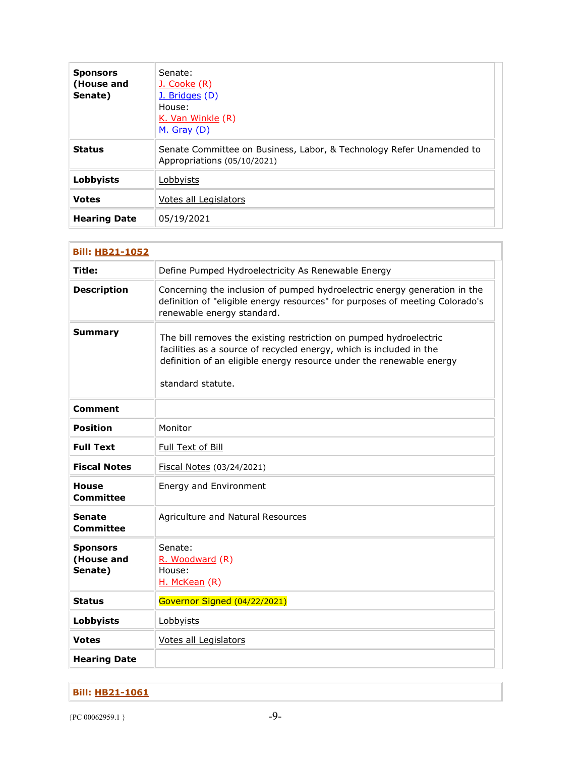| Sponsors (House and Senate) | Senate:<br>J. Cooke (R)<br>J. Bridges (D)<br>House:<br>K. Van Winkle (R)<br>M. Gray (D) |
|---|---|
| **Status** | Senate Committee on Business, Labor, & Technology Refer Unamended to Appropriations (05/10/2021) |
| **Lobbyists** | Lobbyists |
| **Votes** | Votes all Legislators |
| **Hearing Date** | 05/19/2021 |

| Bill: HB21-1052 | |
|---|---|
| **Title:** | Define Pumped Hydroelectricity As Renewable Energy |
| **Description** | Concerning the inclusion of pumped hydroelectric energy generation in the definition of "eligible energy resources" for purposes of meeting Colorado's renewable energy standard. |
| **Summary** | The bill removes the existing restriction on pumped hydroelectric facilities as a source of recycled energy, which is included in the definition of an eligible energy resource under the renewable energy standard statute. |
| **Comment** | |
| **Position** | Monitor |
| **Full Text** | Full Text of Bill |
| **Fiscal Notes** | Fiscal Notes (03/24/2021) |
| **House Committee** | Energy and Environment |
| **Senate Committee** | Agriculture and Natural Resources |
| **Sponsors (House and Senate)** | Senate:<br>R. Woodward (R)<br>House:<br>H. McKean (R) |
| **Status** | Governor Signed (04/22/2021) |
| **Lobbyists** | Lobbyists |
| **Votes** | Votes all Legislators |
| **Hearing Date** | |

| Bill: HB21-1061 |
|---|

{PC 00062959.1 }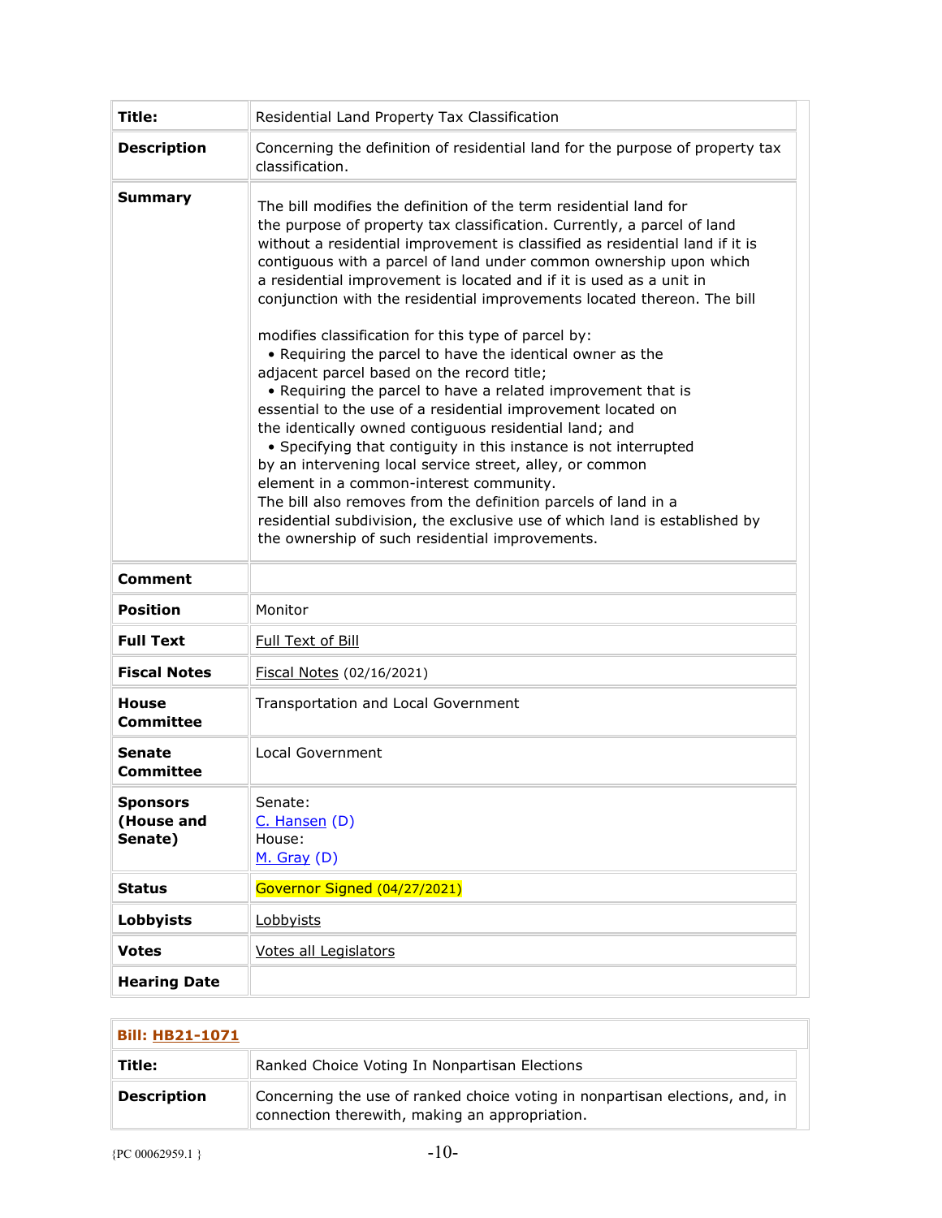| **Title:** | Residential Land Property Tax Classification |
| --- | --- |
| **Description** | Concerning the definition of residential land for the purpose of property tax classification. |
| **Summary** | The bill modifies the definition of the term residential land for the purpose of property tax classification. Currently, a parcel of land without a residential improvement is classified as residential land if it is contiguous with a parcel of land under common ownership upon which a residential improvement is located and if it is used as a unit in conjunction with the residential improvements located thereon. The bill modifies classification for this type of parcel by: • Requiring the parcel to have the identical owner as the adjacent parcel based on the record title; • Requiring the parcel to have a related improvement that is essential to the use of a residential improvement located on the identically owned contiguous residential land; and • Specifying that contiguity in this instance is not interrupted by an intervening local service street, alley, or common element in a common-interest community. The bill also removes from the definition parcels of land in a residential subdivision, the exclusive use of which land is established by the ownership of such residential improvements. |
| **Comment** | |
| **Position** | Monitor |
| **Full Text** | Full Text of Bill |
| **Fiscal Notes** | Fiscal Notes (02/16/2021) |
| **House Committee** | Transportation and Local Government |
| **Senate Committee** | Local Government |
| **Sponsors (House and Senate)** | Senate: C. Hansen (D) House: M. Gray (D) |
| **Status** | Governor Signed (04/27/2021) |
| **Lobbyists** | Lobbyists |
| **Votes** | Votes all Legislators |
| **Hearing Date** | |

| **Bill: HB21-1071** | |
| --- | --- |
| **Title:** | Ranked Choice Voting In Nonpartisan Elections |
| **Description** | Concerning the use of ranked choice voting in nonpartisan elections, and, in connection therewith, making an appropriation. |

{PC 00062959.1 }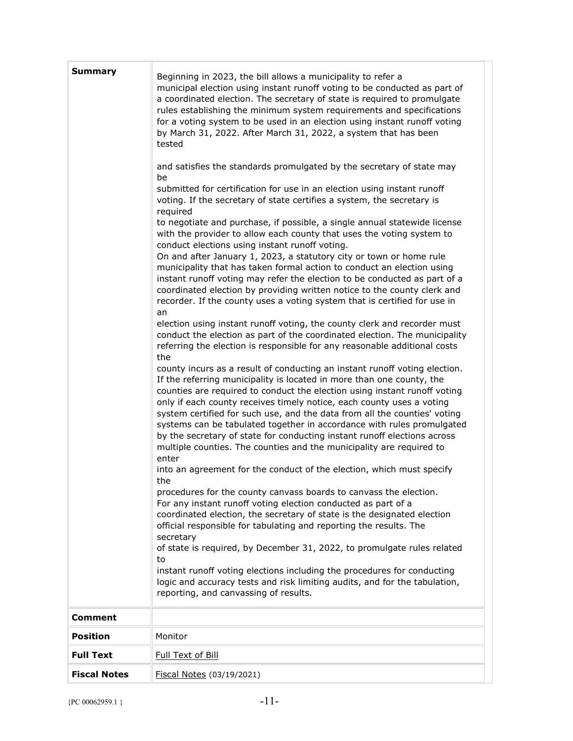| | |
|---|---|
| **Summary** | Beginning in 2023, the bill allows a municipality to refer a municipal election using instant runoff voting to be conducted as part of a coordinated election. The secretary of state is required to promulgate rules establishing the minimum system requirements and specifications for a voting system to be used in an election using instant runoff voting by March 31, 2022. After March 31, 2022, a system that has been tested and satisfies the standards promulgated by the secretary of state may be submitted for certification for use in an election using instant runoff voting. If the secretary of state certifies a system, the secretary is required to negotiate and purchase, if possible, a single annual statewide license with the provider to allow each county that uses the voting system to conduct elections using instant runoff voting.<br>On and after January 1, 2023, a statutory city or town or home rule municipality that has taken formal action to conduct an election using instant runoff voting may refer the election to be conducted as part of a coordinated election by providing written notice to the county clerk and recorder. If the county uses a voting system that is certified for use in an election using instant runoff voting, the county clerk and recorder must conduct the election as part of the coordinated election. The municipality referring the election is responsible for any reasonable additional costs the county incurs as a result of conducting an instant runoff voting election. If the referring municipality is located in more than one county, the counties are required to conduct the election using instant runoff voting only if each county receives timely notice, each county uses a voting system certified for such use, and the data from all the counties' voting systems can be tabulated together in accordance with rules promulgated by the secretary of state for conducting instant runoff elections across multiple counties. The counties and the municipality are required to enter into an agreement for the conduct of the election, which must specify the procedures for the county canvass boards to canvass the election.<br>For any instant runoff voting election conducted as part of a coordinated election, the secretary of state is the designated election official responsible for tabulating and reporting the results. The secretary of state is required, by December 31, 2022, to promulgate rules related to instant runoff voting elections including the procedures for conducting logic and accuracy tests and risk limiting audits, and for the tabulation, reporting, and canvassing of results. |
| **Comment** | |
| **Position** | Monitor |
| **Full Text** | Full Text of Bill |
| **Fiscal Notes** | Fiscal Notes (03/19/2021) |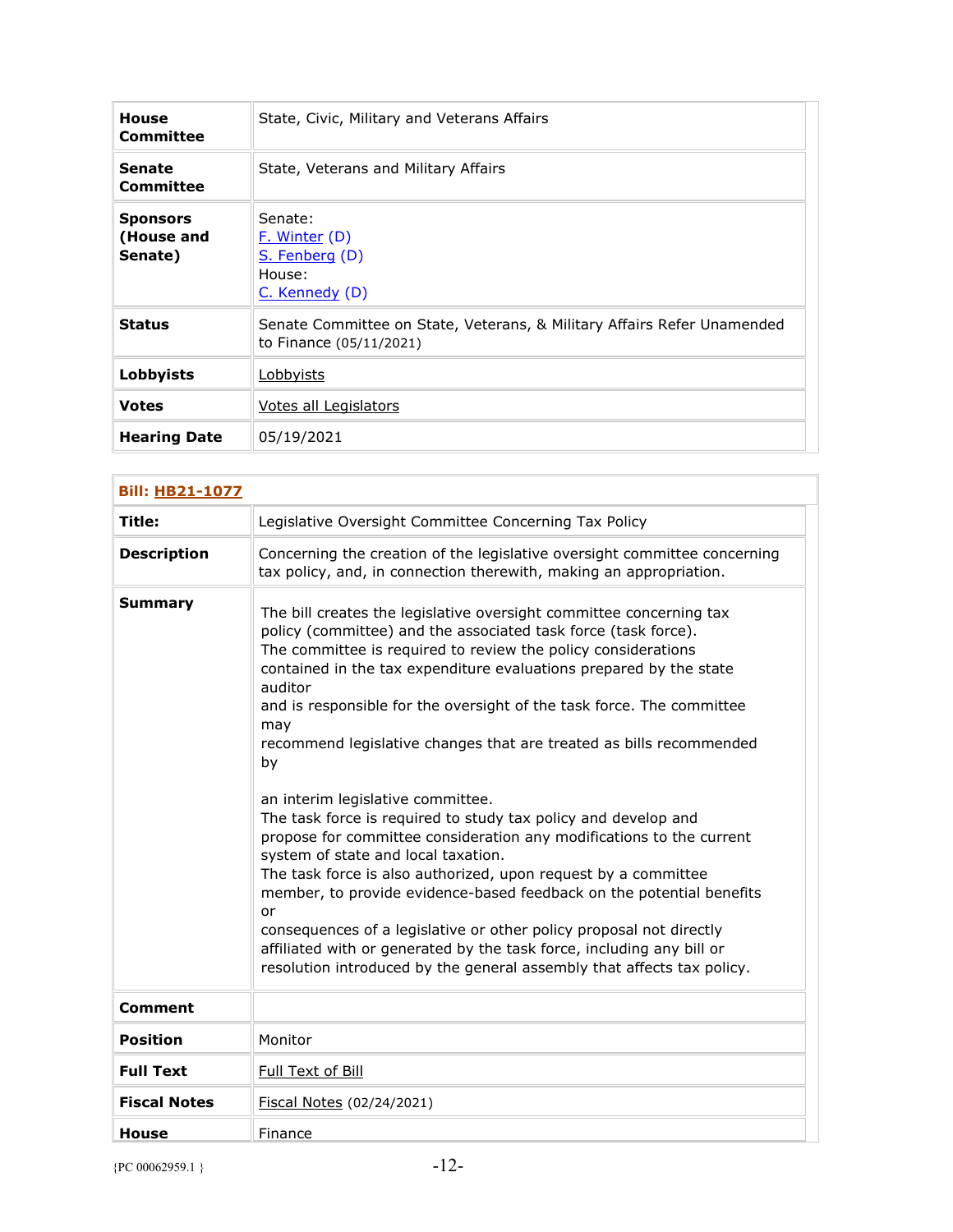| | |
|---|---|
| **House Committee** | State, Civic, Military and Veterans Affairs |
| **Senate Committee** | State, Veterans and Military Affairs |
| **Sponsors (House and Senate)** | Senate:<br>F. Winter (D)<br>S. Fenberg (D)<br>House:<br>C. Kennedy (D) |
| **Status** | Senate Committee on State, Veterans, & Military Affairs Refer Unamended to Finance (05/11/2021) |
| **Lobbyists** | Lobbyists |
| **Votes** | Votes all Legislators |
| **Hearing Date** | 05/19/2021 |

| **Bill: HB21-1077** | |
|---|---|
| **Title:** | Legislative Oversight Committee Concerning Tax Policy |
| **Description** | Concerning the creation of the legislative oversight committee concerning tax policy, and, in connection therewith, making an appropriation. |
| **Summary** | The bill creates the legislative oversight committee concerning tax policy (committee) and the associated task force (task force). The committee is required to review the policy considerations contained in the tax expenditure evaluations prepared by the state auditor and is responsible for the oversight of the task force. The committee may recommend legislative changes that are treated as bills recommended by an interim legislative committee.<br>The task force is required to study tax policy and develop and propose for committee consideration any modifications to the current system of state and local taxation.<br>The task force is also authorized, upon request by a committee member, to provide evidence-based feedback on the potential benefits or consequences of a legislative or other policy proposal not directly affiliated with or generated by the task force, including any bill or resolution introduced by the general assembly that affects tax policy. |
| **Comment** | |
| **Position** | Monitor |
| **Full Text** | Full Text of Bill |
| **Fiscal Notes** | Fiscal Notes (02/24/2021) |
| **House** | Finance |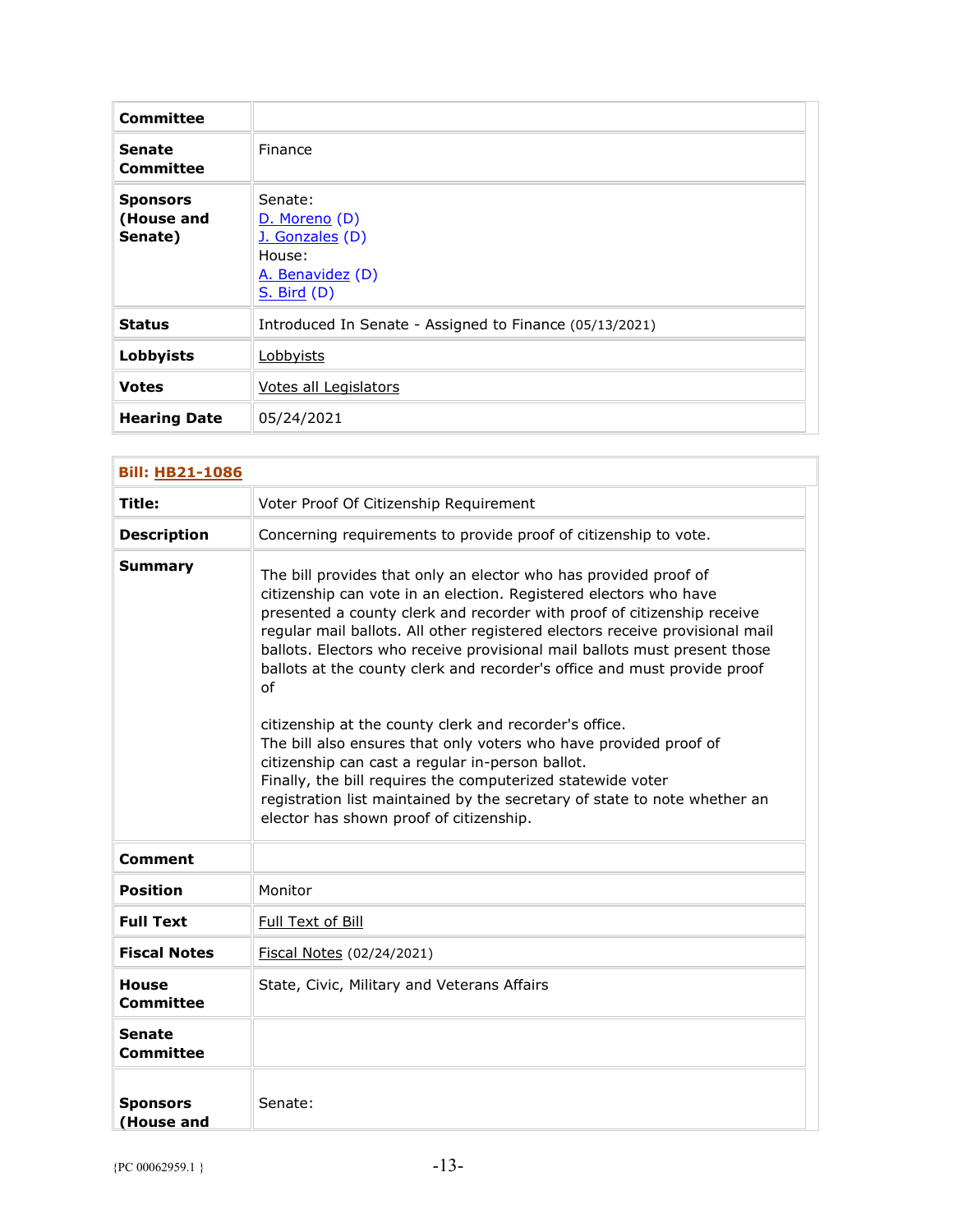| Committee | |
|---|---|
| Senate Committee | Finance |
| Sponsors (House and Senate) | Senate: D. Moreno (D) J. Gonzales (D) House: A. Benavidez (D) S. Bird (D) |
| Status | Introduced In Senate - Assigned to Finance (05/13/2021) |
| Lobbyists | Lobbyists |
| Votes | Votes all Legislators |
| Hearing Date | 05/24/2021 |

| Bill: HB21-1086 | |
|---|---|
| Title: | Voter Proof Of Citizenship Requirement |
| Description | Concerning requirements to provide proof of citizenship to vote. |
| Summary | The bill provides that only an elector who has provided proof of citizenship can vote in an election. Registered electors who have presented a county clerk and recorder with proof of citizenship receive regular mail ballots. All other registered electors receive provisional mail ballots. Electors who receive provisional mail ballots must present those ballots at the county clerk and recorder's office and must provide proof of citizenship at the county clerk and recorder's office. The bill also ensures that only voters who have provided proof of citizenship can cast a regular in-person ballot. Finally, the bill requires the computerized statewide voter registration list maintained by the secretary of state to note whether an elector has shown proof of citizenship. |
| Comment | |
| Position | Monitor |
| Full Text | Full Text of Bill |
| Fiscal Notes | Fiscal Notes (02/24/2021) |
| House Committee | State, Civic, Military and Veterans Affairs |
| Senate Committee | |
| Sponsors (House and | Senate: |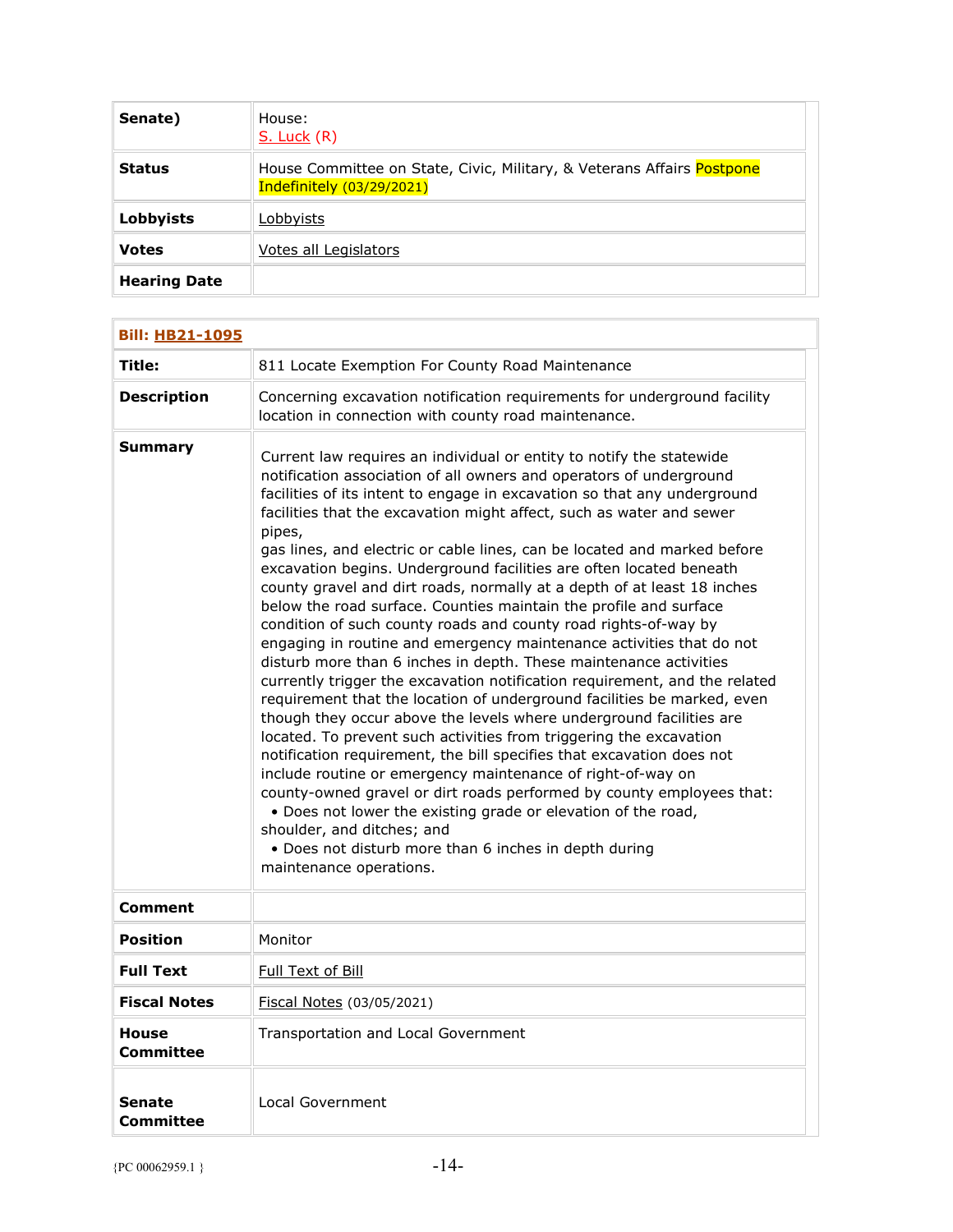| Senate) | House:<br>S. Luck (R) |
|---|---|
| **Status** | House Committee on State, Civic, Military, & Veterans Affairs Postpone Indefinitely (03/29/2021) |
| **Lobbyists** | Lobbyists |
| **Votes** | Votes all Legislators |
| **Hearing Date** | |

| **Bill: HB21-1095** | |
|---|---|
| **Title:** | 811 Locate Exemption For County Road Maintenance |
| **Description** | Concerning excavation notification requirements for underground facility location in connection with county road maintenance. |
| **Summary** | Current law requires an individual or entity to notify the statewide notification association of all owners and operators of underground facilities of its intent to engage in excavation so that any underground facilities that the excavation might affect, such as water and sewer pipes, gas lines, and electric or cable lines, can be located and marked before excavation begins. Underground facilities are often located beneath county gravel and dirt roads, normally at a depth of at least 18 inches below the road surface. Counties maintain the profile and surface condition of such county roads and county road rights-of-way by engaging in routine and emergency maintenance activities that do not disturb more than 6 inches in depth. These maintenance activities currently trigger the excavation notification requirement, and the related requirement that the location of underground facilities be marked, even though they occur above the levels where underground facilities are located. To prevent such activities from triggering the excavation notification requirement, the bill specifies that excavation does not include routine or emergency maintenance of right-of-way on county-owned gravel or dirt roads performed by county employees that:<br>• Does not lower the existing grade or elevation of the road, shoulder, and ditches; and<br>• Does not disturb more than 6 inches in depth during maintenance operations. |
| **Comment** | |
| **Position** | Monitor |
| **Full Text** | Full Text of Bill |
| **Fiscal Notes** | Fiscal Notes (03/05/2021) |
| **House Committee** | Transportation and Local Government |
| **Senate Committee** | Local Government |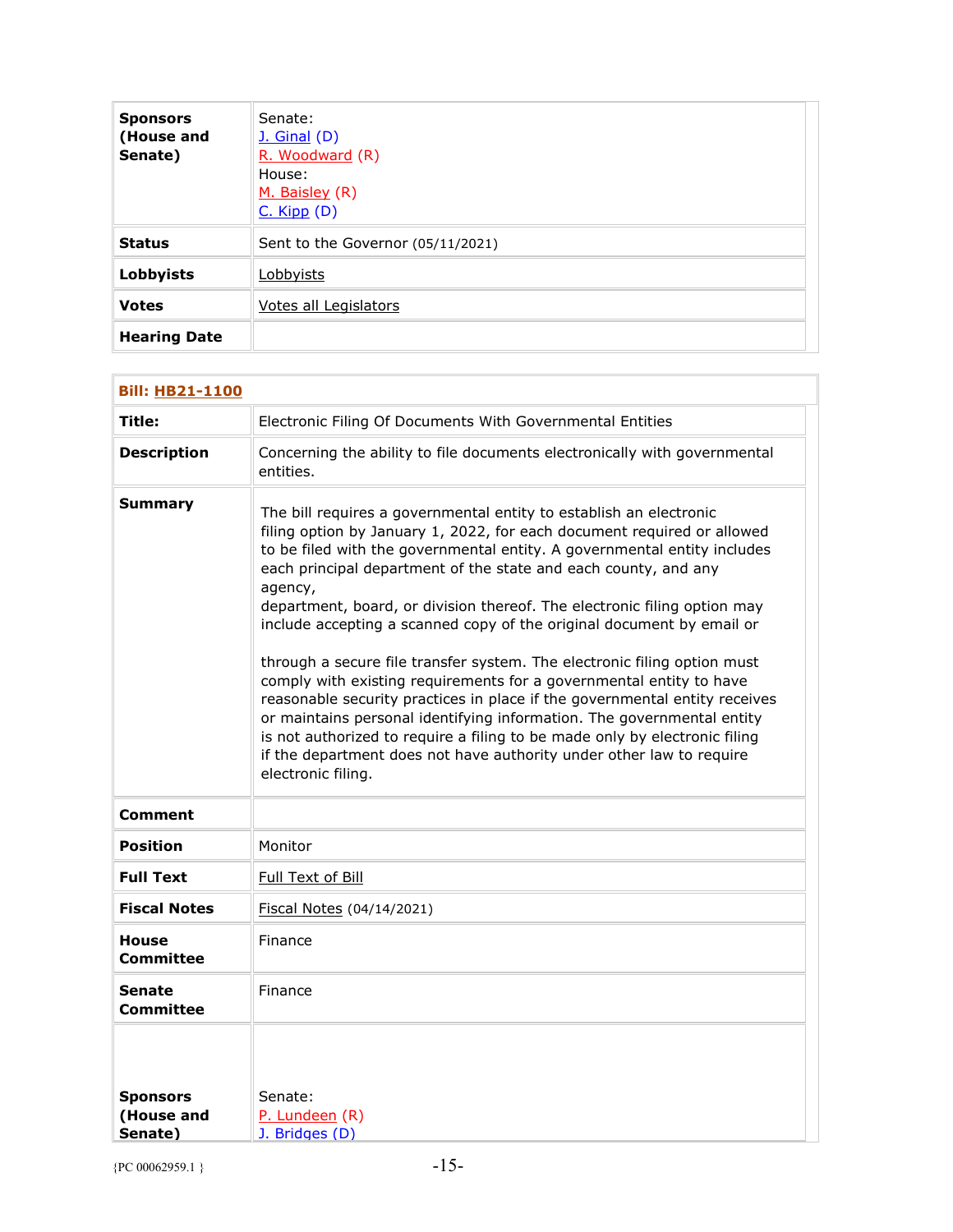| | |
|---|---|
| **Sponsors (House and Senate)** | Senate:<br>J. Ginal (D)<br>R. Woodward (R)<br>House:<br>M. Baisley (R)<br>C. Kipp (D) |
| **Status** | Sent to the Governor (05/11/2021) |
| **Lobbyists** | Lobbyists |
| **Votes** | Votes all Legislators |
| **Hearing Date** | |

| **Bill: HB21-1100** | |
|---|---|
| **Title:** | Electronic Filing Of Documents With Governmental Entities |
| **Description** | Concerning the ability to file documents electronically with governmental entities. |
| **Summary** | The bill requires a governmental entity to establish an electronic filing option by January 1, 2022, for each document required or allowed to be filed with the governmental entity. A governmental entity includes each principal department of the state and each county, and any agency, department, board, or division thereof. The electronic filing option may include accepting a scanned copy of the original document by email or through a secure file transfer system. The electronic filing option must comply with existing requirements for a governmental entity to have reasonable security practices in place if the governmental entity receives or maintains personal identifying information. The governmental entity is not authorized to require a filing to be made only by electronic filing if the department does not have authority under other law to require electronic filing. |
| **Comment** | |
| **Position** | Monitor |
| **Full Text** | Full Text of Bill |
| **Fiscal Notes** | Fiscal Notes (04/14/2021) |
| **House Committee** | Finance |
| **Senate Committee** | Finance |
| **Sponsors (House and Senate)** | Senate:<br>P. Lundeen (R)<br>J. Bridges (D) |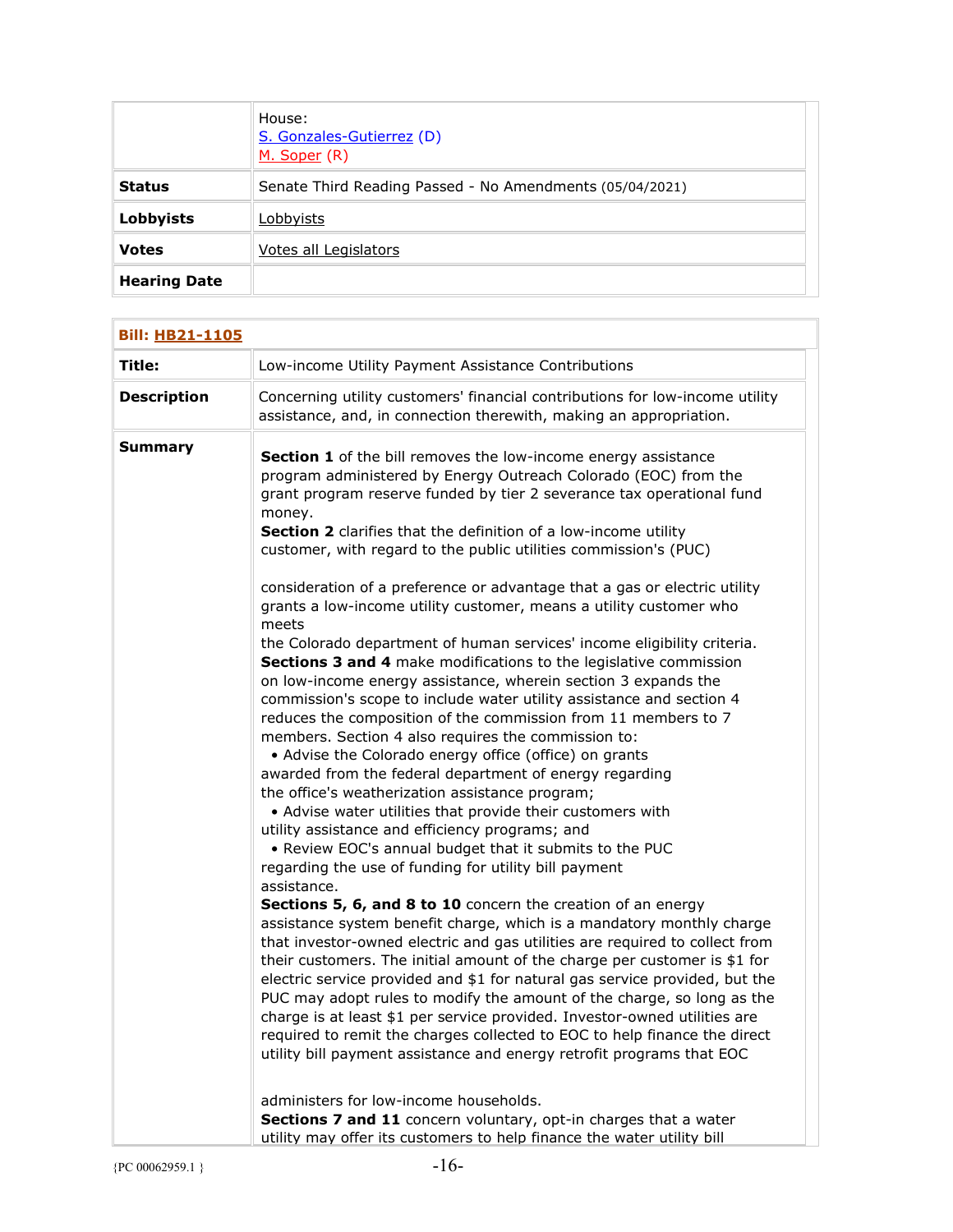| | House:<br>S. Gonzales-Gutierrez (D)<br>M. Soper (R) |
|---|---|
| **Status** | Senate Third Reading Passed - No Amendments (05/04/2021) |
| **Lobbyists** | Lobbyists |
| **Votes** | Votes all Legislators |
| **Hearing Date** | |

| **Bill: HB21-1105** | |
|---|---|
| **Title:** | Low-income Utility Payment Assistance Contributions |
| **Description** | Concerning utility customers' financial contributions for low-income utility assistance, and, in connection therewith, making an appropriation. |
| **Summary** | **Section 1** of the bill removes the low-income energy assistance program administered by Energy Outreach Colorado (EOC) from the grant program reserve funded by tier 2 severance tax operational fund money.<br>**Section 2** clarifies that the definition of a low-income utility customer, with regard to the public utilities commission's (PUC) consideration of a preference or advantage that a gas or electric utility grants a low-income utility customer, means a utility customer who meets the Colorado department of human services' income eligibility criteria.<br>**Sections 3 and 4** make modifications to the legislative commission on low-income energy assistance, wherein section 3 expands the commission's scope to include water utility assistance and section 4 reduces the composition of the commission from 11 members to 7 members. Section 4 also requires the commission to:<br>• Advise the Colorado energy office (office) on grants awarded from the federal department of energy regarding the office's weatherization assistance program;<br>• Advise water utilities that provide their customers with utility assistance and efficiency programs; and<br>• Review EOC's annual budget that it submits to the PUC regarding the use of funding for utility bill payment assistance.<br>**Sections 5, 6, and 8 to 10** concern the creation of an energy assistance system benefit charge, which is a mandatory monthly charge that investor-owned electric and gas utilities are required to collect from their customers. The initial amount of the charge per customer is $1 for electric service provided and $1 for natural gas service provided, but the PUC may adopt rules to modify the amount of the charge, so long as the charge is at least $1 per service provided. Investor-owned utilities are required to remit the charges collected to EOC to help finance the direct utility bill payment assistance and energy retrofit programs that EOC administers for low-income households.<br>**Sections 7 and 11** concern voluntary, opt-in charges that a water utility may offer its customers to help finance the water utility bill |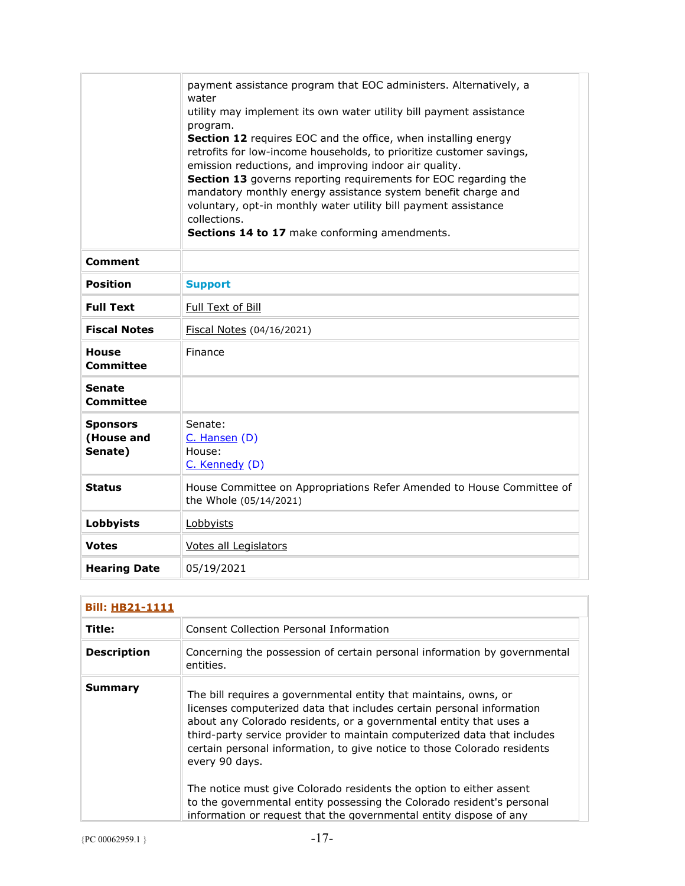| | |
|---|---|
| | payment assistance program that EOC administers. Alternatively, a water utility may implement its own water utility bill payment assistance program. **Section 12** requires EOC and the office, when installing energy retrofits for low-income households, to prioritize customer savings, emission reductions, and improving indoor air quality. **Section 13** governs reporting requirements for EOC regarding the mandatory monthly energy assistance system benefit charge and voluntary, opt-in monthly water utility bill payment assistance collections. **Sections 14 to 17** make conforming amendments. |
| **Comment** | |
| **Position** | **Support** |
| **Full Text** | Full Text of Bill |
| **Fiscal Notes** | Fiscal Notes (04/16/2021) |
| **House Committee** | Finance |
| **Senate Committee** | |
| **Sponsors (House and Senate)** | Senate: C. Hansen (D) House: C. Kennedy (D) |
| **Status** | House Committee on Appropriations Refer Amended to House Committee of the Whole (05/14/2021) |
| **Lobbyists** | Lobbyists |
| **Votes** | Votes all Legislators |
| **Hearing Date** | 05/19/2021 |

| **Bill: HB21-1111** | |
|---|---|
| **Title:** | Consent Collection Personal Information |
| **Description** | Concerning the possession of certain personal information by governmental entities. |
| **Summary** | The bill requires a governmental entity that maintains, owns, or licenses computerized data that includes certain personal information about any Colorado residents, or a governmental entity that uses a third-party service provider to maintain computerized data that includes certain personal information, to give notice to those Colorado residents every 90 days.<br><br>The notice must give Colorado residents the option to either assent to the governmental entity possessing the Colorado resident's personal information or request that the governmental entity dispose of any |

{PC 00062959.1 }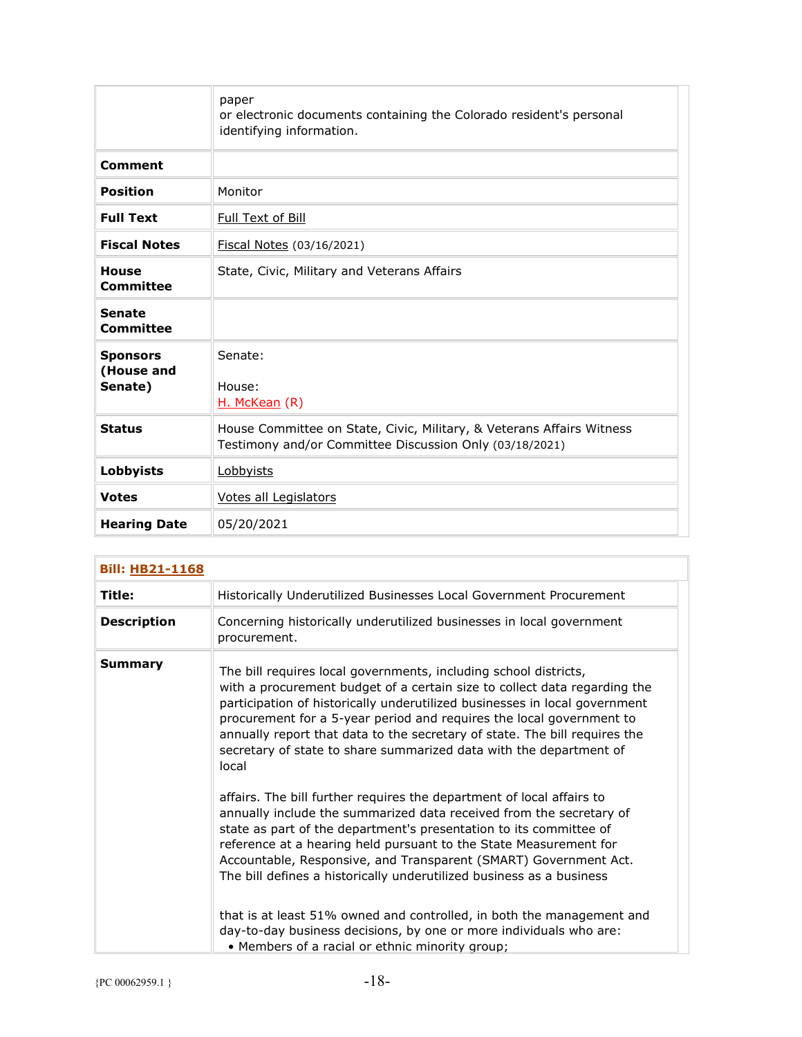| | |
|---|---|
| | paper or electronic documents containing the Colorado resident's personal identifying information. |
| **Comment** | |
| **Position** | Monitor |
| **Full Text** | Full Text of Bill |
| **Fiscal Notes** | Fiscal Notes (03/16/2021) |
| **House Committee** | State, Civic, Military and Veterans Affairs |
| **Senate Committee** | |
| **Sponsors (House and Senate)** | Senate:<br><br>House:<br>H. McKean (R) |
| **Status** | House Committee on State, Civic, Military, & Veterans Affairs Witness Testimony and/or Committee Discussion Only (03/18/2021) |
| **Lobbyists** | Lobbyists |
| **Votes** | Votes all Legislators |
| **Hearing Date** | 05/20/2021 |

| **Bill: HB21-1168** | |
|---|---|
| **Title:** | Historically Underutilized Businesses Local Government Procurement |
| **Description** | Concerning historically underutilized businesses in local government procurement. |
| **Summary** | The bill requires local governments, including school districts, with a procurement budget of a certain size to collect data regarding the participation of historically underutilized businesses in local government procurement for a 5-year period and requires the local government to annually report that data to the secretary of state. The bill requires the secretary of state to share summarized data with the department of local affairs. The bill further requires the department of local affairs to annually include the summarized data received from the secretary of state as part of the department's presentation to its committee of reference at a hearing held pursuant to the State Measurement for Accountable, Responsive, and Transparent (SMART) Government Act. The bill defines a historically underutilized business as a business that is at least 51% owned and controlled, in both the management and day-to-day business decisions, by one or more individuals who are:<br>• Members of a racial or ethnic minority group; |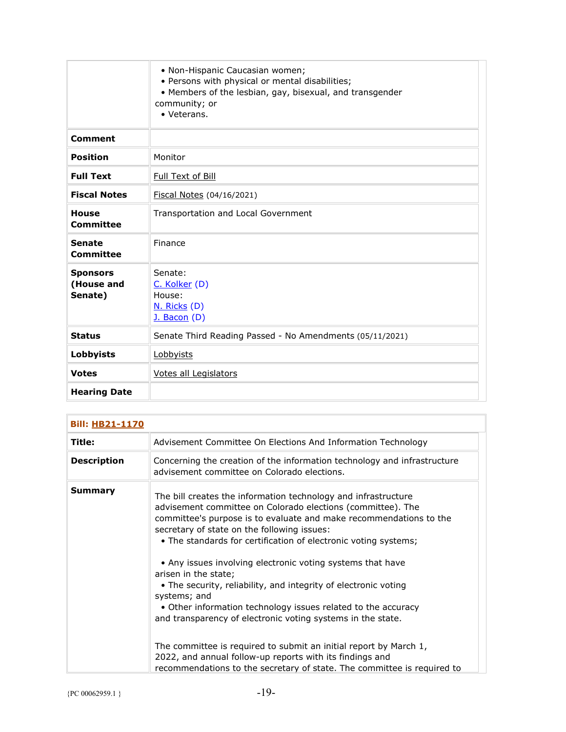| | |
|---|---|
| | • Non-Hispanic Caucasian women;<br>• Persons with physical or mental disabilities;<br>• Members of the lesbian, gay, bisexual, and transgender community; or<br>• Veterans. |
| **Comment** | |
| **Position** | Monitor |
| **Full Text** | Full Text of Bill |
| **Fiscal Notes** | Fiscal Notes (04/16/2021) |
| **House Committee** | Transportation and Local Government |
| **Senate Committee** | Finance |
| **Sponsors (House and Senate)** | Senate:<br>C. Kolker (D)<br>House:<br>N. Ricks (D)<br>J. Bacon (D) |
| **Status** | Senate Third Reading Passed - No Amendments (05/11/2021) |
| **Lobbyists** | Lobbyists |
| **Votes** | Votes all Legislators |
| **Hearing Date** | |

| **Bill: HB21-1170** | |
|---|---|
| **Title:** | Advisement Committee On Elections And Information Technology |
| **Description** | Concerning the creation of the information technology and infrastructure advisement committee on Colorado elections. |
| **Summary** | The bill creates the information technology and infrastructure advisement committee on Colorado elections (committee). The committee's purpose is to evaluate and make recommendations to the secretary of state on the following issues:<br>• The standards for certification of electronic voting systems;<br>• Any issues involving electronic voting systems that have arisen in the state;<br>• The security, reliability, and integrity of electronic voting systems; and<br>• Other information technology issues related to the accuracy and transparency of electronic voting systems in the state.<br><br>The committee is required to submit an initial report by March 1, 2022, and annual follow-up reports with its findings and recommendations to the secretary of state. The committee is required to |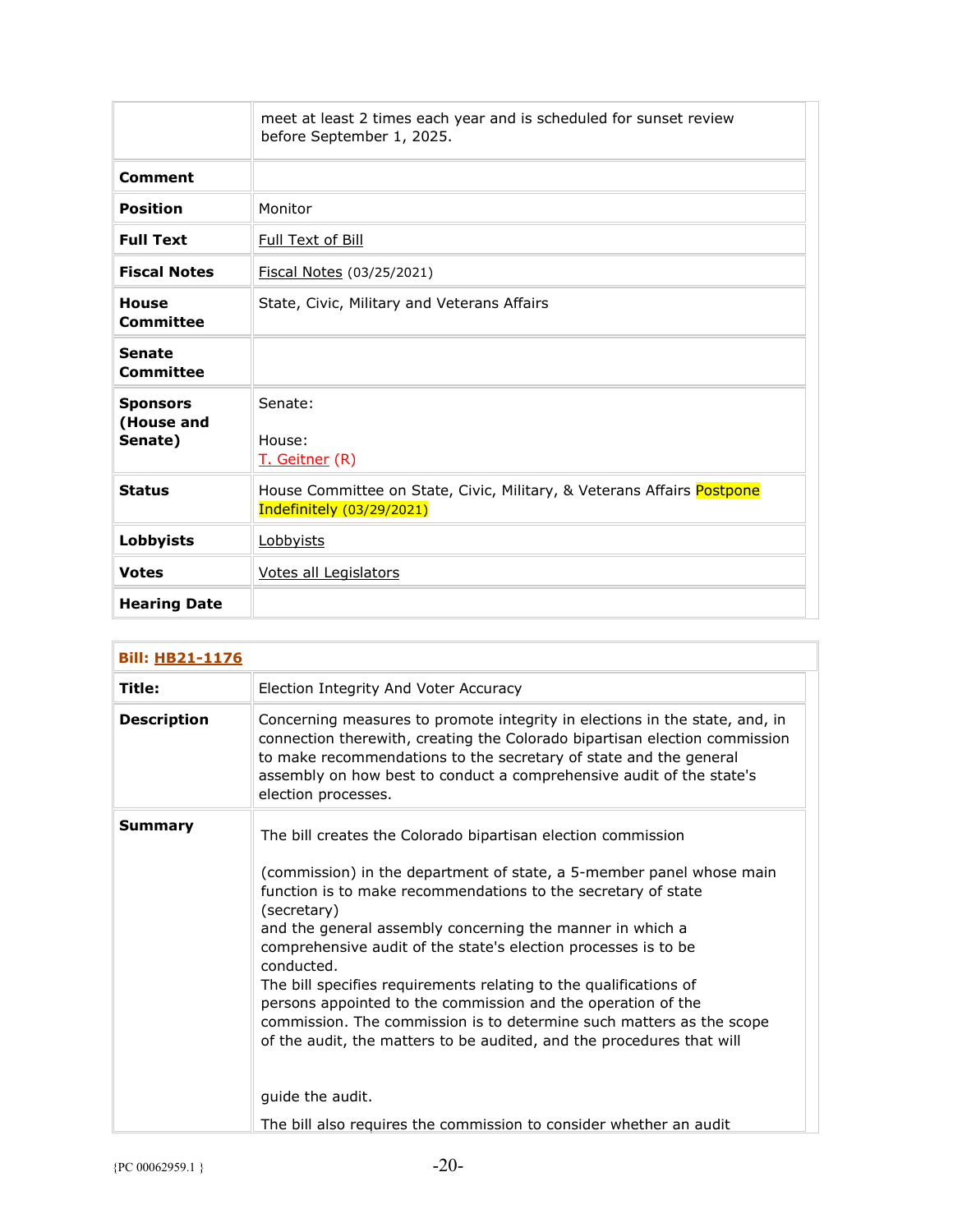| | |
|---|---|
| | meet at least 2 times each year and is scheduled for sunset review before September 1, 2025. |
| **Comment** | |
| **Position** | Monitor |
| **Full Text** | Full Text of Bill |
| **Fiscal Notes** | Fiscal Notes (03/25/2021) |
| **House Committee** | State, Civic, Military and Veterans Affairs |
| **Senate Committee** | |
| **Sponsors (House and Senate)** | Senate:<br><br>House:<br>T. Geitner (R) |
| **Status** | House Committee on State, Civic, Military, & Veterans Affairs Postpone Indefinitely (03/29/2021) |
| **Lobbyists** | Lobbyists |
| **Votes** | Votes all Legislators |
| **Hearing Date** | |

| **Bill: HB21-1176** | |
|---|---|
| **Title:** | Election Integrity And Voter Accuracy |
| **Description** | Concerning measures to promote integrity in elections in the state, and, in connection therewith, creating the Colorado bipartisan election commission to make recommendations to the secretary of state and the general assembly on how best to conduct a comprehensive audit of the state's election processes. |
| **Summary** | The bill creates the Colorado bipartisan election commission<br><br>(commission) in the department of state, a 5-member panel whose main function is to make recommendations to the secretary of state (secretary)<br>and the general assembly concerning the manner in which a comprehensive audit of the state's election processes is to be conducted.<br>The bill specifies requirements relating to the qualifications of persons appointed to the commission and the operation of the commission. The commission is to determine such matters as the scope of the audit, the matters to be audited, and the procedures that will<br><br>guide the audit.<br><br>The bill also requires the commission to consider whether an audit |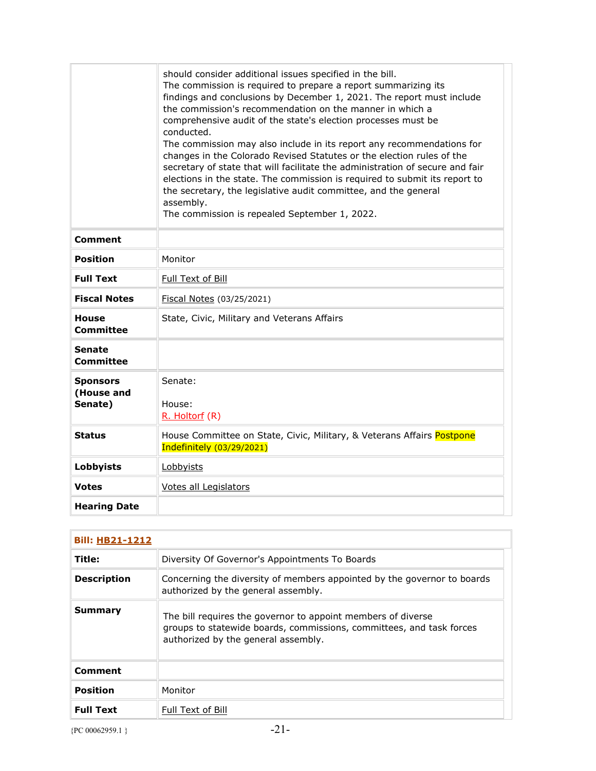| | |
|---|---|
| | should consider additional issues specified in the bill.<br>The commission is required to prepare a report summarizing its findings and conclusions by December 1, 2021. The report must include the commission's recommendation on the manner in which a comprehensive audit of the state's election processes must be conducted.<br>The commission may also include in its report any recommendations for changes in the Colorado Revised Statutes or the election rules of the secretary of state that will facilitate the administration of secure and fair elections in the state. The commission is required to submit its report to the secretary, the legislative audit committee, and the general assembly.<br>The commission is repealed September 1, 2022. |
| **Comment** | |
| **Position** | Monitor |
| **Full Text** | Full Text of Bill |
| **Fiscal Notes** | Fiscal Notes (03/25/2021) |
| **House Committee** | State, Civic, Military and Veterans Affairs |
| **Senate Committee** | |
| **Sponsors (House and Senate)** | Senate:<br><br>House:<br>R. Holtorf (R) |
| **Status** | House Committee on State, Civic, Military, & Veterans Affairs Postpone Indefinitely (03/29/2021) |
| **Lobbyists** | Lobbyists |
| **Votes** | Votes all Legislators |
| **Hearing Date** | |

| **Bill: HB21-1212** | |
|---|---|
| **Title:** | Diversity Of Governor's Appointments To Boards |
| **Description** | Concerning the diversity of members appointed by the governor to boards authorized by the general assembly. |
| **Summary** | The bill requires the governor to appoint members of diverse groups to statewide boards, commissions, committees, and task forces authorized by the general assembly. |
| **Comment** | |
| **Position** | Monitor |
| **Full Text** | Full Text of Bill |

{PC 00062959.1 }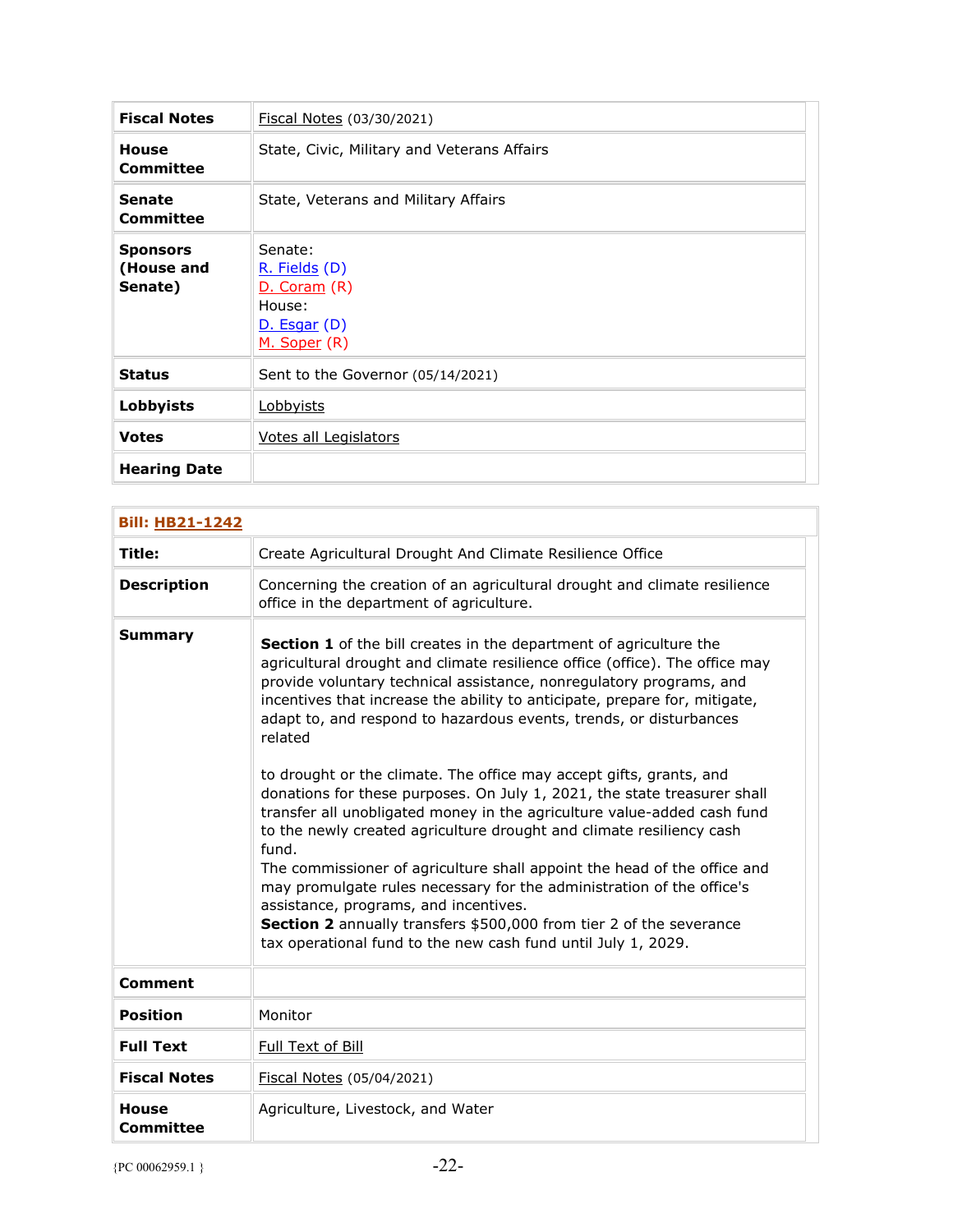| | |
|---|---|
| **Fiscal Notes** | Fiscal Notes (03/30/2021) |
| **House Committee** | State, Civic, Military and Veterans Affairs |
| **Senate Committee** | State, Veterans and Military Affairs |
| **Sponsors (House and Senate)** | Senate:<br>R. Fields (D)<br>D. Coram (R)<br>House:<br>D. Esgar (D)<br>M. Soper (R) |
| **Status** | Sent to the Governor (05/14/2021) |
| **Lobbyists** | Lobbyists |
| **Votes** | Votes all Legislators |
| **Hearing Date** | |

| **Bill: HB21-1242** | |
|---|---|
| **Title:** | Create Agricultural Drought And Climate Resilience Office |
| **Description** | Concerning the creation of an agricultural drought and climate resilience office in the department of agriculture. |
| **Summary** | **Section 1** of the bill creates in the department of agriculture the agricultural drought and climate resilience office (office). The office may provide voluntary technical assistance, nonregulatory programs, and incentives that increase the ability to anticipate, prepare for, mitigate, adapt to, and respond to hazardous events, trends, or disturbances related<br><br>to drought or the climate. The office may accept gifts, grants, and donations for these purposes. On July 1, 2021, the state treasurer shall transfer all unobligated money in the agriculture value-added cash fund to the newly created agriculture drought and climate resiliency cash fund.<br>The commissioner of agriculture shall appoint the head of the office and may promulgate rules necessary for the administration of the office's assistance, programs, and incentives.<br>**Section 2** annually transfers $500,000 from tier 2 of the severance tax operational fund to the new cash fund until July 1, 2029. |
| **Comment** | |
| **Position** | Monitor |
| **Full Text** | Full Text of Bill |
| **Fiscal Notes** | Fiscal Notes (05/04/2021) |
| **House Committee** | Agriculture, Livestock, and Water |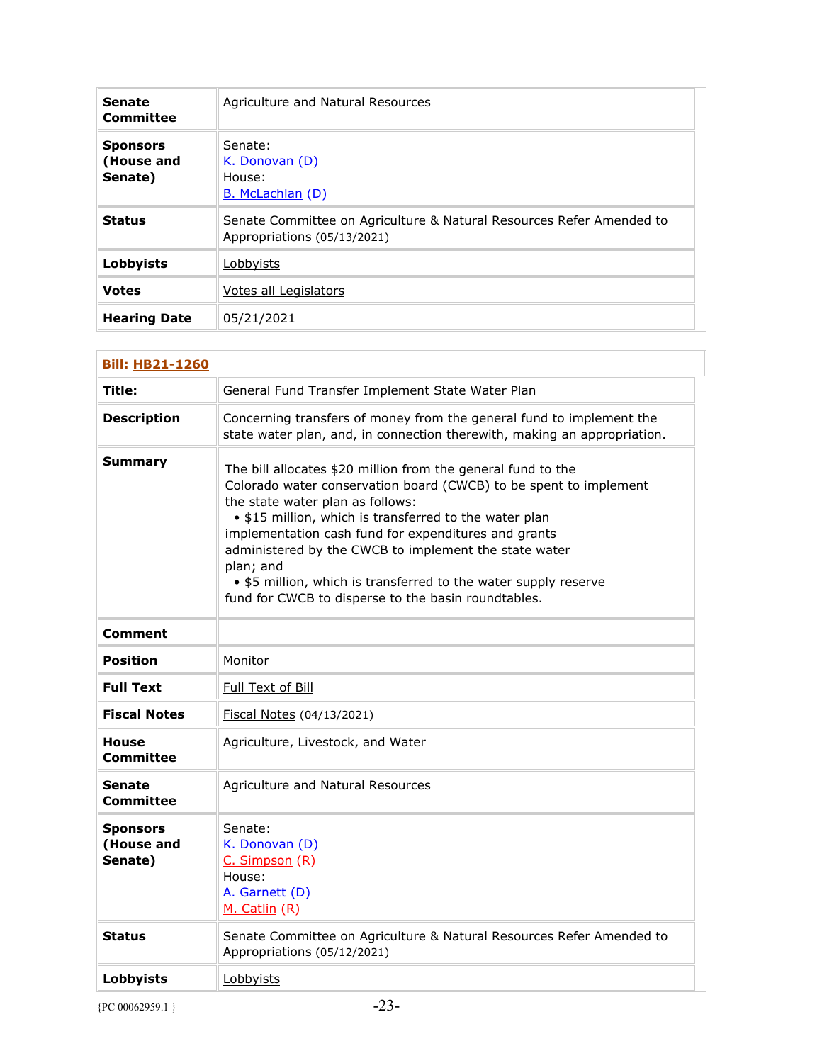| Senate Committee | Agriculture and Natural Resources |
|---|---|
| Sponsors (House and Senate) | Senate:<br>K. Donovan (D)<br>House:<br>B. McLachlan (D) |
| Status | Senate Committee on Agriculture & Natural Resources Refer Amended to Appropriations (05/13/2021) |
| Lobbyists | Lobbyists |
| Votes | Votes all Legislators |
| Hearing Date | 05/21/2021 |

| Bill: HB21-1260 | |
|---|---|
| Title: | General Fund Transfer Implement State Water Plan |
| Description | Concerning transfers of money from the general fund to implement the state water plan, and, in connection therewith, making an appropriation. |
| Summary | The bill allocates $20 million from the general fund to the Colorado water conservation board (CWCB) to be spent to implement the state water plan as follows:<br>• $15 million, which is transferred to the water plan implementation cash fund for expenditures and grants administered by the CWCB to implement the state water plan; and<br>• $5 million, which is transferred to the water supply reserve fund for CWCB to disperse to the basin roundtables. |
| Comment | |
| Position | Monitor |
| Full Text | Full Text of Bill |
| Fiscal Notes | Fiscal Notes (04/13/2021) |
| House Committee | Agriculture, Livestock, and Water |
| Senate Committee | Agriculture and Natural Resources |
| Sponsors (House and Senate) | Senate:<br>K. Donovan (D)<br>C. Simpson (R)<br>House:<br>A. Garnett (D)<br>M. Catlin (R) |
| Status | Senate Committee on Agriculture & Natural Resources Refer Amended to Appropriations (05/12/2021) |
| Lobbyists | Lobbyists |

{PC 00062959.1 }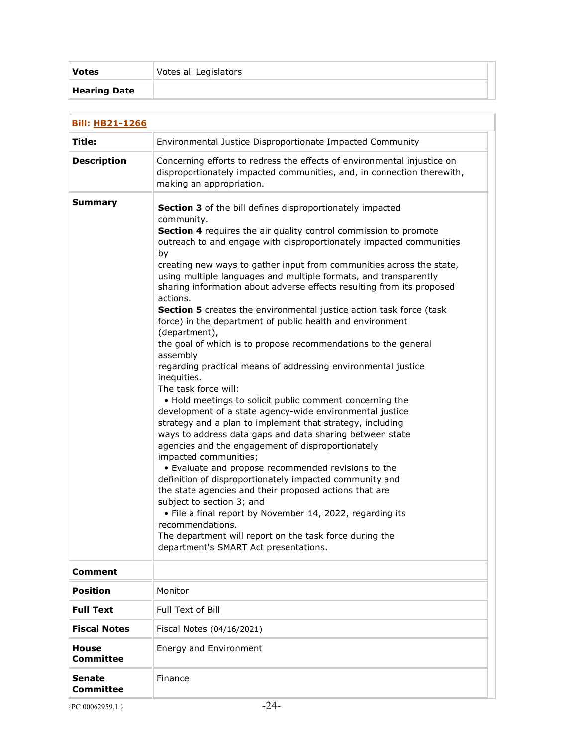| | |
|---|---|
| **Votes** | Votes all Legislators |
| **Hearing Date** | |

| **Bill: HB21-1266** | |
|---|---|
| **Title:** | Environmental Justice Disproportionate Impacted Community |
| **Description** | Concerning efforts to redress the effects of environmental injustice on disproportionately impacted communities, and, in connection therewith, making an appropriation. |
| **Summary** | **Section 3** of the bill defines disproportionately impacted community.<br>**Section 4** requires the air quality control commission to promote outreach to and engage with disproportionately impacted communities by<br>creating new ways to gather input from communities across the state, using multiple languages and multiple formats, and transparently sharing information about adverse effects resulting from its proposed actions.<br>**Section 5** creates the environmental justice action task force (task force) in the department of public health and environment (department),<br>the goal of which is to propose recommendations to the general assembly<br>regarding practical means of addressing environmental justice inequities.<br>The task force will:<br>• Hold meetings to solicit public comment concerning the development of a state agency-wide environmental justice strategy and a plan to implement that strategy, including ways to address data gaps and data sharing between state agencies and the engagement of disproportionately impacted communities;<br>• Evaluate and propose recommended revisions to the definition of disproportionately impacted community and the state agencies and their proposed actions that are subject to section 3; and<br>• File a final report by November 14, 2022, regarding its recommendations.<br>The department will report on the task force during the department's SMART Act presentations. |
| **Comment** | |
| **Position** | Monitor |
| **Full Text** | Full Text of Bill |
| **Fiscal Notes** | Fiscal Notes (04/16/2021) |
| **House Committee** | Energy and Environment |
| **Senate Committee** | Finance |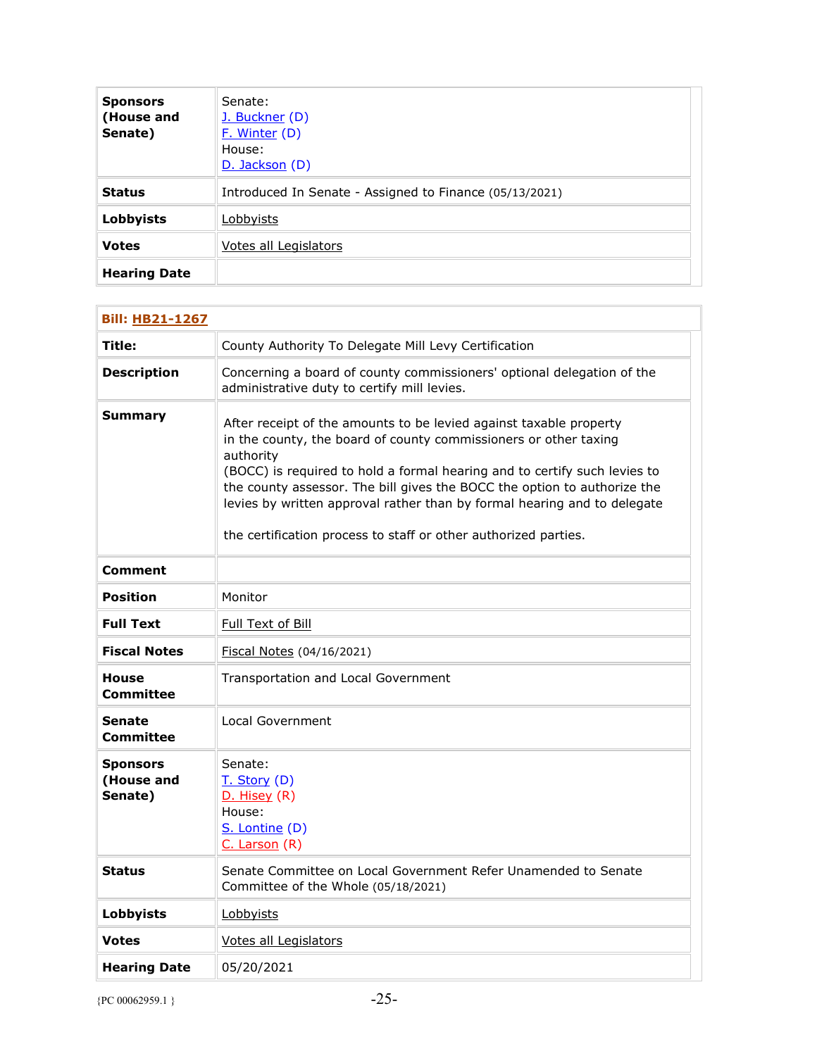| Sponsors (House and Senate) | Senate:<br>J. Buckner (D)<br>F. Winter (D)<br>House:<br>D. Jackson (D) |
|---|---|
| Status | Introduced In Senate - Assigned to Finance (05/13/2021) |
| Lobbyists | Lobbyists |
| Votes | Votes all Legislators |
| Hearing Date | |

| Bill: HB21-1267 | |
|---|---|
| Title: | County Authority To Delegate Mill Levy Certification |
| Description | Concerning a board of county commissioners' optional delegation of the administrative duty to certify mill levies. |
| Summary | After receipt of the amounts to be levied against taxable property in the county, the board of county commissioners or other taxing authority (BOCC) is required to hold a formal hearing and to certify such levies to the county assessor. The bill gives the BOCC the option to authorize the levies by written approval rather than by formal hearing and to delegate the certification process to staff or other authorized parties. |
| Comment | |
| Position | Monitor |
| Full Text | Full Text of Bill |
| Fiscal Notes | Fiscal Notes (04/16/2021) |
| House Committee | Transportation and Local Government |
| Senate Committee | Local Government |
| Sponsors (House and Senate) | Senate:<br>T. Story (D)<br>D. Hisey (R)<br>House:<br>S. Lontine (D)<br>C. Larson (R) |
| Status | Senate Committee on Local Government Refer Unamended to Senate Committee of the Whole (05/18/2021) |
| Lobbyists | Lobbyists |
| Votes | Votes all Legislators |
| Hearing Date | 05/20/2021 |

{PC 00062959.1 }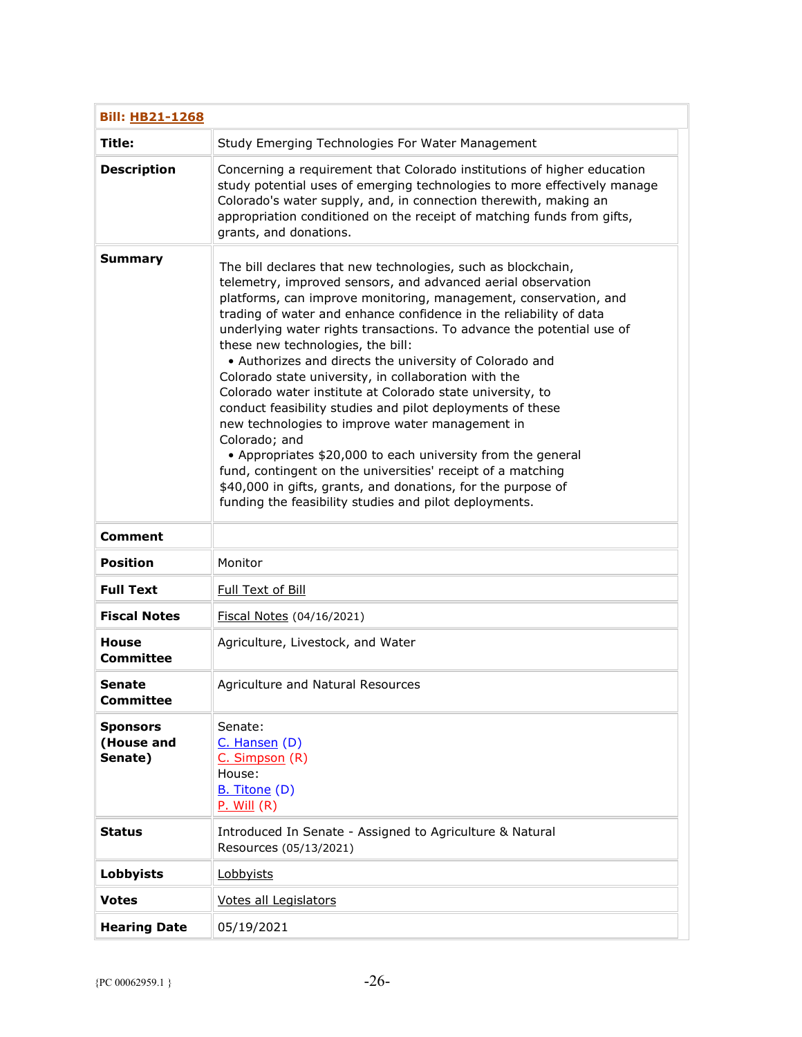| **Bill: HB21-1268** | |
|---|---|
| **Title:** | Study Emerging Technologies For Water Management |
| **Description** | Concerning a requirement that Colorado institutions of higher education study potential uses of emerging technologies to more effectively manage Colorado's water supply, and, in connection therewith, making an appropriation conditioned on the receipt of matching funds from gifts, grants, and donations. |
| **Summary** | The bill declares that new technologies, such as blockchain, telemetry, improved sensors, and advanced aerial observation platforms, can improve monitoring, management, conservation, and trading of water and enhance confidence in the reliability of data underlying water rights transactions. To advance the potential use of these new technologies, the bill:<br>• Authorizes and directs the university of Colorado and Colorado state university, in collaboration with the Colorado water institute at Colorado state university, to conduct feasibility studies and pilot deployments of these new technologies to improve water management in Colorado; and<br>• Appropriates $20,000 to each university from the general fund, contingent on the universities' receipt of a matching $40,000 in gifts, grants, and donations, for the purpose of funding the feasibility studies and pilot deployments. |
| **Comment** | |
| **Position** | Monitor |
| **Full Text** | Full Text of Bill |
| **Fiscal Notes** | Fiscal Notes (04/16/2021) |
| **House Committee** | Agriculture, Livestock, and Water |
| **Senate Committee** | Agriculture and Natural Resources |
| **Sponsors (House and Senate)** | Senate:<br>C. Hansen (D)<br>C. Simpson (R)<br>House:<br>B. Titone (D)<br>P. Will (R) |
| **Status** | Introduced In Senate - Assigned to Agriculture & Natural Resources (05/13/2021) |
| **Lobbyists** | Lobbyists |
| **Votes** | Votes all Legislators |
| **Hearing Date** | 05/19/2021 |

{PC 00062959.1 }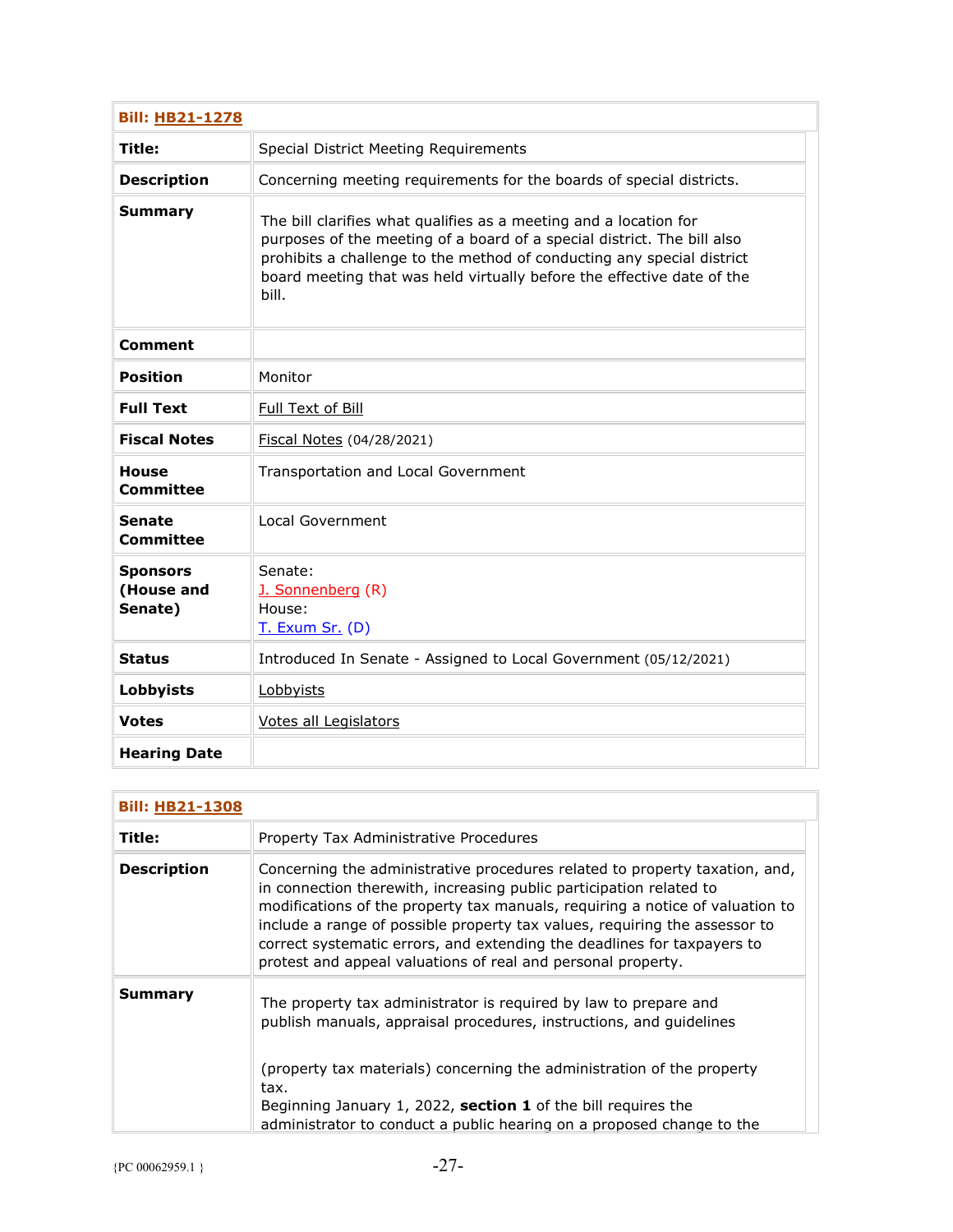| Bill: HB21-1278 | |
|---|---|
| **Title:** | Special District Meeting Requirements |
| **Description** | Concerning meeting requirements for the boards of special districts. |
| **Summary** | The bill clarifies what qualifies as a meeting and a location for purposes of the meeting of a board of a special district. The bill also prohibits a challenge to the method of conducting any special district board meeting that was held virtually before the effective date of the bill. |
| **Comment** | |
| **Position** | Monitor |
| **Full Text** | Full Text of Bill |
| **Fiscal Notes** | Fiscal Notes (04/28/2021) |
| **House Committee** | Transportation and Local Government |
| **Senate Committee** | Local Government |
| **Sponsors (House and Senate)** | Senate: J. Sonnenberg (R) House: T. Exum Sr. (D) |
| **Status** | Introduced In Senate - Assigned to Local Government (05/12/2021) |
| **Lobbyists** | Lobbyists |
| **Votes** | Votes all Legislators |
| **Hearing Date** | |

| Bill: HB21-1308 | |
|---|---|
| **Title:** | Property Tax Administrative Procedures |
| **Description** | Concerning the administrative procedures related to property taxation, and, in connection therewith, increasing public participation related to modifications of the property tax manuals, requiring a notice of valuation to include a range of possible property tax values, requiring the assessor to correct systematic errors, and extending the deadlines for taxpayers to protest and appeal valuations of real and personal property. |
| **Summary** | The property tax administrator is required by law to prepare and publish manuals, appraisal procedures, instructions, and guidelines (property tax materials) concerning the administration of the property tax. Beginning January 1, 2022, **section 1** of the bill requires the administrator to conduct a public hearing on a proposed change to the |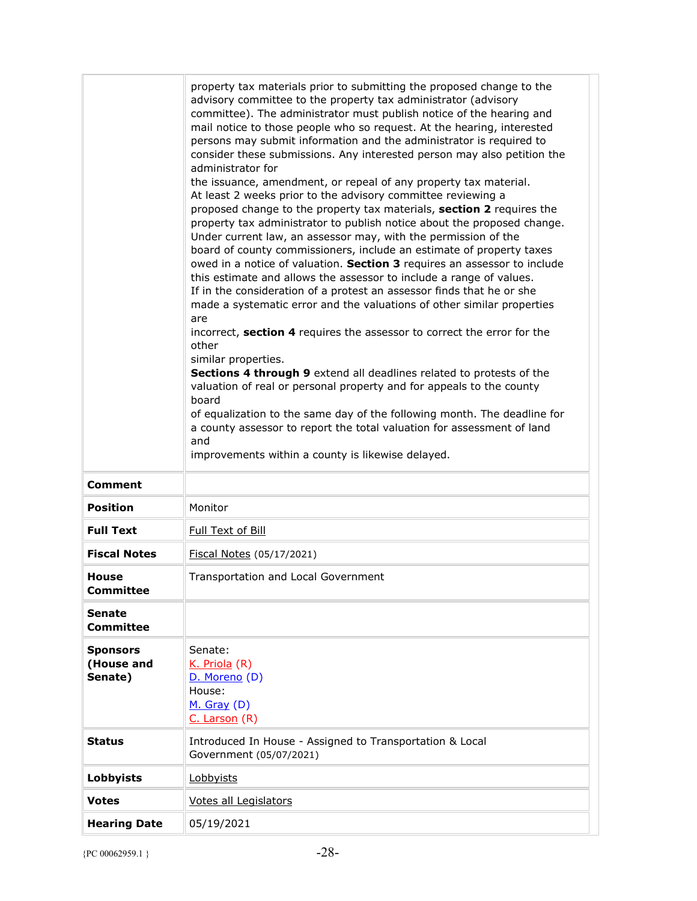| | |
|---|---|
| | property tax materials prior to submitting the proposed change to the advisory committee to the property tax administrator (advisory committee). The administrator must publish notice of the hearing and mail notice to those people who so request. At the hearing, interested persons may submit information and the administrator is required to consider these submissions. Any interested person may also petition the administrator for the issuance, amendment, or repeal of any property tax material. At least 2 weeks prior to the advisory committee reviewing a proposed change to the property tax materials, **section 2** requires the property tax administrator to publish notice about the proposed change. Under current law, an assessor may, with the permission of the board of county commissioners, include an estimate of property taxes owed in a notice of valuation. **Section 3** requires an assessor to include this estimate and allows the assessor to include a range of values. If in the consideration of a protest an assessor finds that he or she made a systematic error and the valuations of other similar properties are incorrect, **section 4** requires the assessor to correct the error for the other similar properties. **Sections 4 through 9** extend all deadlines related to protests of the valuation of real or personal property and for appeals to the county board of equalization to the same day of the following month. The deadline for a county assessor to report the total valuation for assessment of land and improvements within a county is likewise delayed. |
| **Comment** | |
| **Position** | Monitor |
| **Full Text** | Full Text of Bill |
| **Fiscal Notes** | Fiscal Notes (05/17/2021) |
| **House Committee** | Transportation and Local Government |
| **Senate Committee** | |
| **Sponsors (House and Senate)** | Senate: K. Priola (R) D. Moreno (D) House: M. Gray (D) C. Larson (R) |
| **Status** | Introduced In House - Assigned to Transportation & Local Government (05/07/2021) |
| **Lobbyists** | Lobbyists |
| **Votes** | Votes all Legislators |
| **Hearing Date** | 05/19/2021 |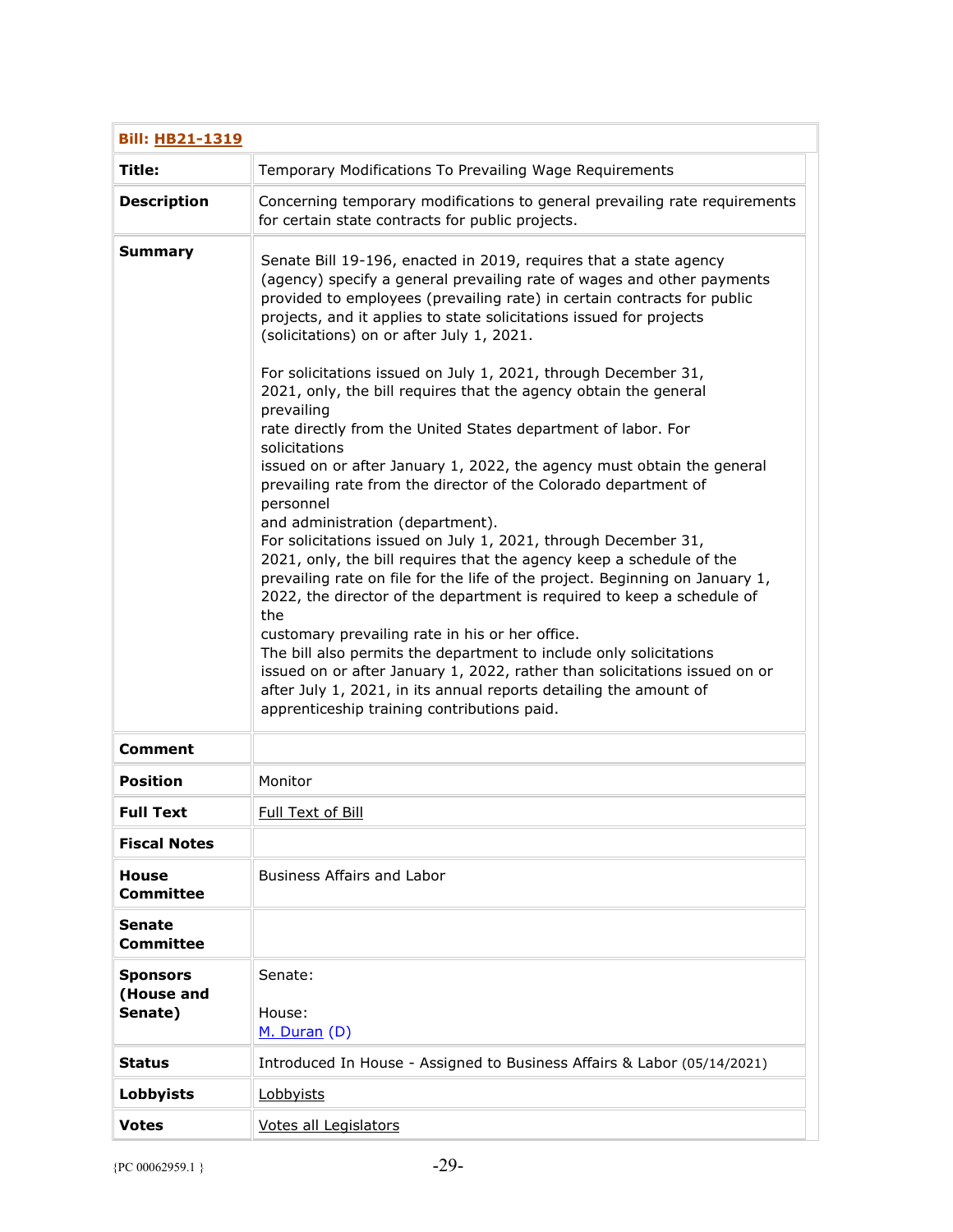| **Bill:** HB21-1319 | |
|---|---|
| **Title:** | Temporary Modifications To Prevailing Wage Requirements |
| **Description** | Concerning temporary modifications to general prevailing rate requirements for certain state contracts for public projects. |
| **Summary** | Senate Bill 19-196, enacted in 2019, requires that a state agency (agency) specify a general prevailing rate of wages and other payments provided to employees (prevailing rate) in certain contracts for public projects, and it applies to state solicitations issued for projects (solicitations) on or after July 1, 2021.<br><br>For solicitations issued on July 1, 2021, through December 31, 2021, only, the bill requires that the agency obtain the general prevailing rate directly from the United States department of labor. For solicitations issued on or after January 1, 2022, the agency must obtain the general prevailing rate from the director of the Colorado department of personnel and administration (department).<br>For solicitations issued on July 1, 2021, through December 31, 2021, only, the bill requires that the agency keep a schedule of the prevailing rate on file for the life of the project. Beginning on January 1, 2022, the director of the department is required to keep a schedule of the customary prevailing rate in his or her office.<br>The bill also permits the department to include only solicitations issued on or after January 1, 2022, rather than solicitations issued on or after July 1, 2021, in its annual reports detailing the amount of apprenticeship training contributions paid. |
| **Comment** | |
| **Position** | Monitor |
| **Full Text** | Full Text of Bill |
| **Fiscal Notes** | |
| **House Committee** | Business Affairs and Labor |
| **Senate Committee** | |
| **Sponsors (House and Senate)** | Senate:<br><br>House:<br>M. Duran (D) |
| **Status** | Introduced In House - Assigned to Business Affairs & Labor (05/14/2021) |
| **Lobbyists** | Lobbyists |
| **Votes** | Votes all Legislators |

{PC 00062959.1 }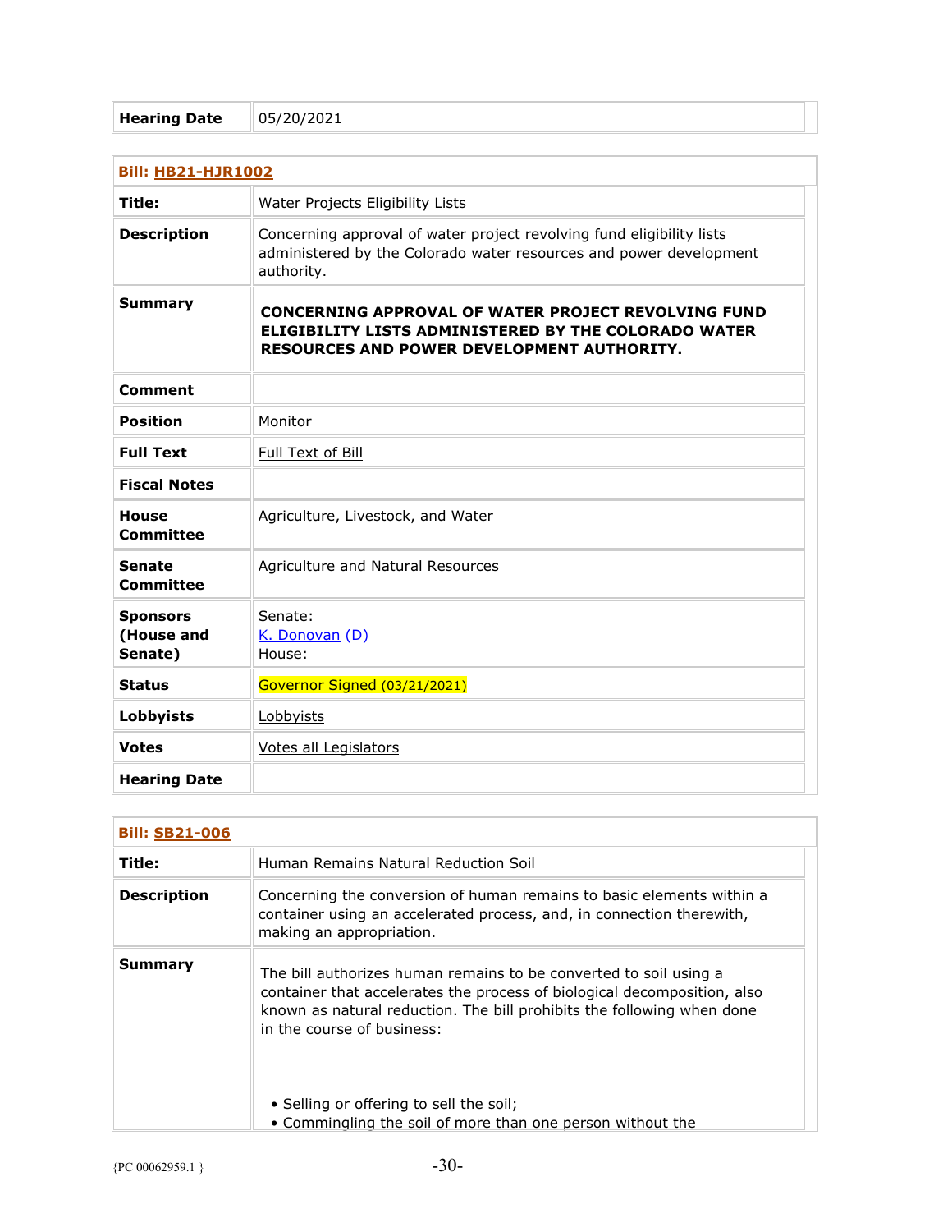| Hearing Date | 05/20/2021 |
|---|---|

| Bill: HB21-HJR1002 | |
|---|---|
| Title: | Water Projects Eligibility Lists |
| Description | Concerning approval of water project revolving fund eligibility lists administered by the Colorado water resources and power development authority. |
| Summary | **CONCERNING APPROVAL OF WATER PROJECT REVOLVING FUND ELIGIBILITY LISTS ADMINISTERED BY THE COLORADO WATER RESOURCES AND POWER DEVELOPMENT AUTHORITY.** |
| Comment | |
| Position | Monitor |
| Full Text | Full Text of Bill |
| Fiscal Notes | |
| House Committee | Agriculture, Livestock, and Water |
| Senate Committee | Agriculture and Natural Resources |
| Sponsors (House and Senate) | Senate: K. Donovan (D) House: |
| Status | Governor Signed (03/21/2021) |
| Lobbyists | Lobbyists |
| Votes | Votes all Legislators |
| Hearing Date | |

| Bill: SB21-006 | |
|---|---|
| Title: | Human Remains Natural Reduction Soil |
| Description | Concerning the conversion of human remains to basic elements within a container using an accelerated process, and, in connection therewith, making an appropriation. |
| Summary | The bill authorizes human remains to be converted to soil using a container that accelerates the process of biological decomposition, also known as natural reduction. The bill prohibits the following when done in the course of business: • Selling or offering to sell the soil; • Commingling the soil of more than one person without the |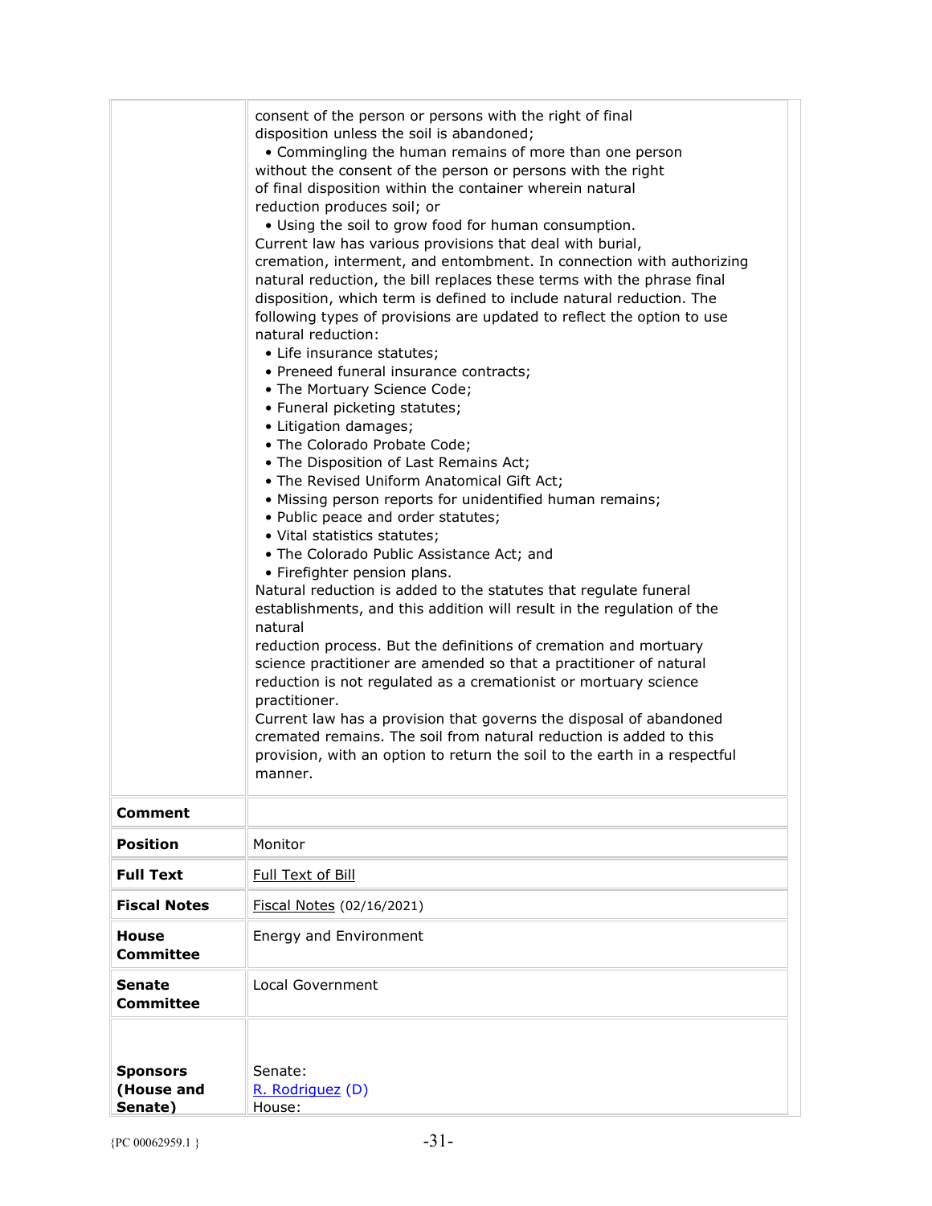| | |
|---|---|
| | consent of the person or persons with the right of final disposition unless the soil is abandoned;<br>• Commingling the human remains of more than one person without the consent of the person or persons with the right of final disposition within the container wherein natural reduction produces soil; or<br>• Using the soil to grow food for human consumption.<br>Current law has various provisions that deal with burial, cremation, interment, and entombment. In connection with authorizing natural reduction, the bill replaces these terms with the phrase final disposition, which term is defined to include natural reduction. The following types of provisions are updated to reflect the option to use natural reduction:<br>• Life insurance statutes;<br>• Preneed funeral insurance contracts;<br>• The Mortuary Science Code;<br>• Funeral picketing statutes;<br>• Litigation damages;<br>• The Colorado Probate Code;<br>• The Disposition of Last Remains Act;<br>• The Revised Uniform Anatomical Gift Act;<br>• Missing person reports for unidentified human remains;<br>• Public peace and order statutes;<br>• Vital statistics statutes;<br>• The Colorado Public Assistance Act; and<br>• Firefighter pension plans.<br>Natural reduction is added to the statutes that regulate funeral establishments, and this addition will result in the regulation of the natural<br>reduction process. But the definitions of cremation and mortuary science practitioner are amended so that a practitioner of natural reduction is not regulated as a cremationist or mortuary science practitioner.<br>Current law has a provision that governs the disposal of abandoned cremated remains. The soil from natural reduction is added to this provision, with an option to return the soil to the earth in a respectful manner. |
| **Comment** | |
| **Position** | Monitor |
| **Full Text** | Full Text of Bill |
| **Fiscal Notes** | Fiscal Notes (02/16/2021) |
| **House Committee** | Energy and Environment |
| **Senate Committee** | Local Government |
| **Sponsors (House and Senate)** | Senate:<br>R. Rodriguez (D)<br>House: |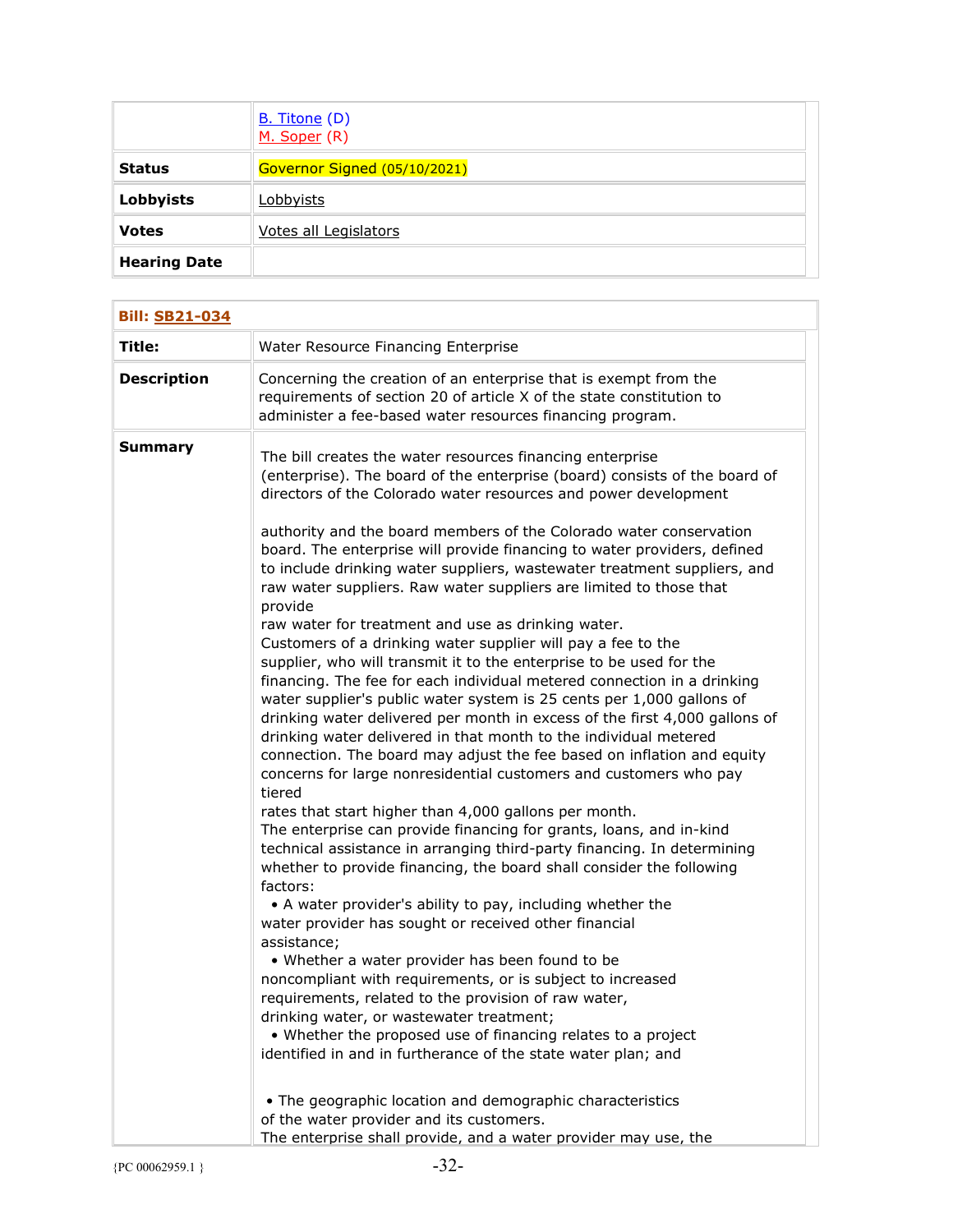| | |
|---|---|
| | B. Titone (D)<br>M. Soper (R) |
| **Status** | Governor Signed (05/10/2021) |
| **Lobbyists** | Lobbyists |
| **Votes** | Votes all Legislators |
| **Hearing Date** | |

| **Bill: SB21-034** | |
|---|---|
| **Title:** | Water Resource Financing Enterprise |
| **Description** | Concerning the creation of an enterprise that is exempt from the requirements of section 20 of article X of the state constitution to administer a fee-based water resources financing program. |
| **Summary** | The bill creates the water resources financing enterprise (enterprise). The board of the enterprise (board) consists of the board of directors of the Colorado water resources and power development authority and the board members of the Colorado water conservation board. The enterprise will provide financing to water providers, defined to include drinking water suppliers, wastewater treatment suppliers, and raw water suppliers. Raw water suppliers are limited to those that provide raw water for treatment and use as drinking water.<br>Customers of a drinking water supplier will pay a fee to the supplier, who will transmit it to the enterprise to be used for the financing. The fee for each individual metered connection in a drinking water supplier's public water system is 25 cents per 1,000 gallons of drinking water delivered per month in excess of the first 4,000 gallons of drinking water delivered in that month to the individual metered connection. The board may adjust the fee based on inflation and equity concerns for large nonresidential customers and customers who pay tiered rates that start higher than 4,000 gallons per month.<br>The enterprise can provide financing for grants, loans, and in-kind technical assistance in arranging third-party financing. In determining whether to provide financing, the board shall consider the following factors:<br>• A water provider's ability to pay, including whether the water provider has sought or received other financial assistance;<br>• Whether a water provider has been found to be noncompliant with requirements, or is subject to increased requirements, related to the provision of raw water, drinking water, or wastewater treatment;<br>• Whether the proposed use of financing relates to a project identified in and in furtherance of the state water plan; and<br>• The geographic location and demographic characteristics of the water provider and its customers.<br>The enterprise shall provide, and a water provider may use, the |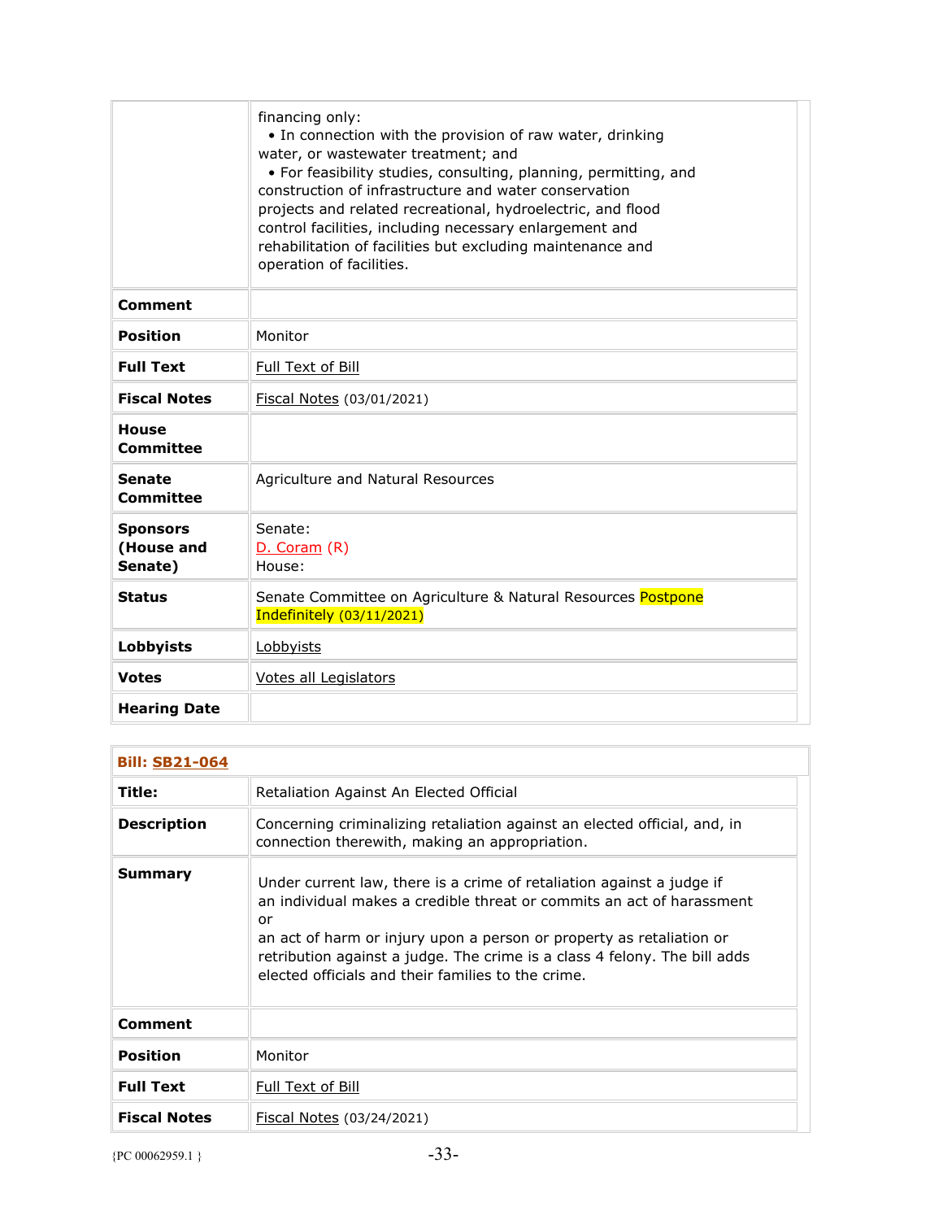| | |
|---|---|
| | financing only:<br>• In connection with the provision of raw water, drinking water, or wastewater treatment; and<br>• For feasibility studies, consulting, planning, permitting, and construction of infrastructure and water conservation projects and related recreational, hydroelectric, and flood control facilities, including necessary enlargement and rehabilitation of facilities but excluding maintenance and operation of facilities. |
| **Comment** | |
| **Position** | Monitor |
| **Full Text** | Full Text of Bill |
| **Fiscal Notes** | Fiscal Notes (03/01/2021) |
| **House Committee** | |
| **Senate Committee** | Agriculture and Natural Resources |
| **Sponsors (House and Senate)** | Senate:<br>D. Coram (R)<br>House: |
| **Status** | Senate Committee on Agriculture & Natural Resources Postpone Indefinitely (03/11/2021) |
| **Lobbyists** | Lobbyists |
| **Votes** | Votes all Legislators |
| **Hearing Date** | |

| **Bill: SB21-064** | |
|---|---|
| **Title:** | Retaliation Against An Elected Official |
| **Description** | Concerning criminalizing retaliation against an elected official, and, in connection therewith, making an appropriation. |
| **Summary** | Under current law, there is a crime of retaliation against a judge if an individual makes a credible threat or commits an act of harassment or an act of harm or injury upon a person or property as retaliation or retribution against a judge. The crime is a class 4 felony. The bill adds elected officials and their families to the crime. |
| **Comment** | |
| **Position** | Monitor |
| **Full Text** | Full Text of Bill |
| **Fiscal Notes** | Fiscal Notes (03/24/2021) |

{PC 00062959.1 }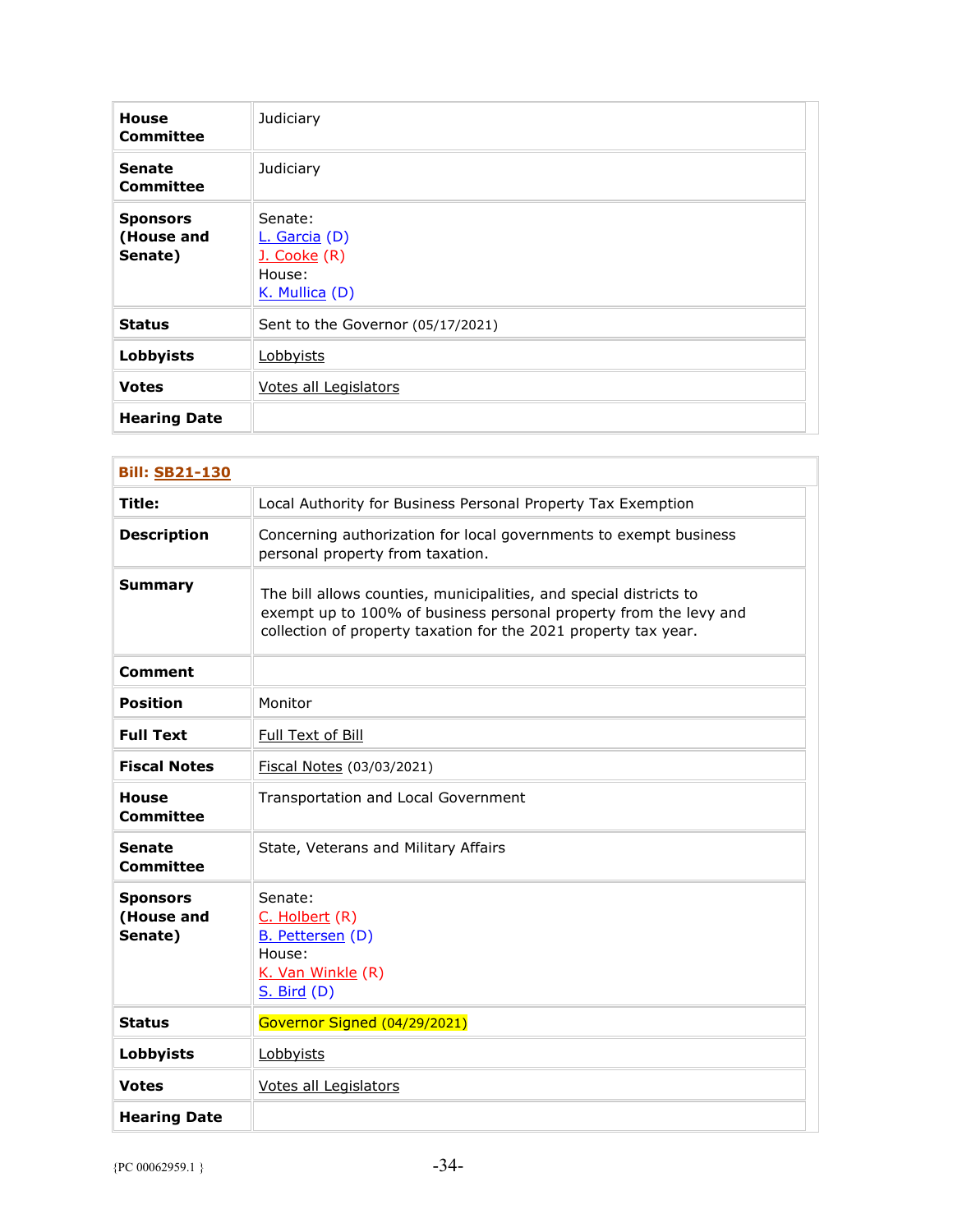| | |
|---|---|
| **House Committee** | Judiciary |
| **Senate Committee** | Judiciary |
| **Sponsors (House and Senate)** | Senate:<br>L. Garcia (D)<br>J. Cooke (R)<br>House:<br>K. Mullica (D) |
| **Status** | Sent to the Governor (05/17/2021) |
| **Lobbyists** | Lobbyists |
| **Votes** | Votes all Legislators |
| **Hearing Date** | |

| **Bill: SB21-130** | |
|---|---|
| **Title:** | Local Authority for Business Personal Property Tax Exemption |
| **Description** | Concerning authorization for local governments to exempt business personal property from taxation. |
| **Summary** | The bill allows counties, municipalities, and special districts to exempt up to 100% of business personal property from the levy and collection of property taxation for the 2021 property tax year. |
| **Comment** | |
| **Position** | Monitor |
| **Full Text** | Full Text of Bill |
| **Fiscal Notes** | Fiscal Notes (03/03/2021) |
| **House Committee** | Transportation and Local Government |
| **Senate Committee** | State, Veterans and Military Affairs |
| **Sponsors (House and Senate)** | Senate:<br>C. Holbert (R)<br>B. Pettersen (D)<br>House:<br>K. Van Winkle (R)<br>S. Bird (D) |
| **Status** | Governor Signed (04/29/2021) |
| **Lobbyists** | Lobbyists |
| **Votes** | Votes all Legislators |
| **Hearing Date** | |

{PC 00062959.1 }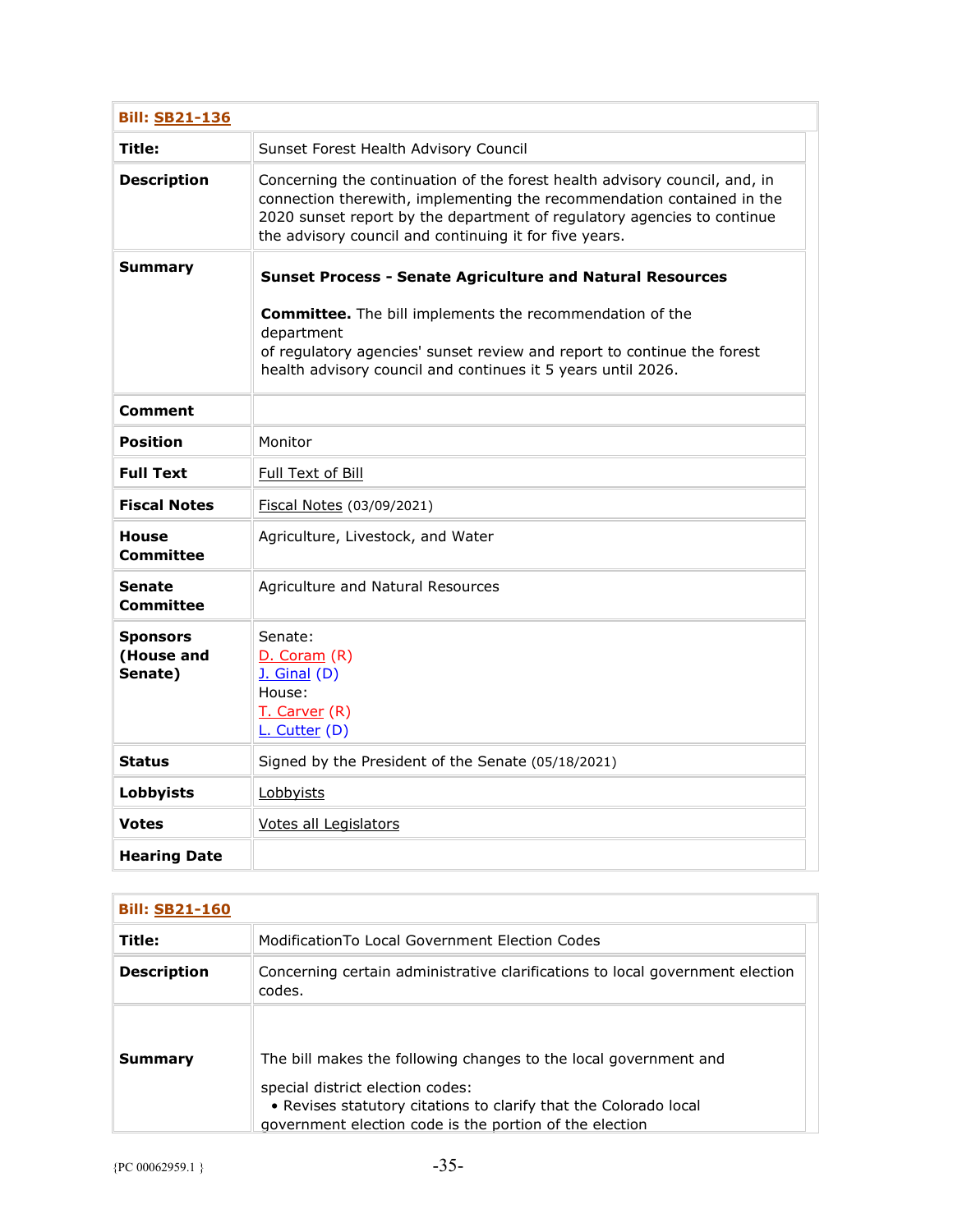| **Bill: SB21-136** | |
|---|---|
| **Title:** | Sunset Forest Health Advisory Council |
| **Description** | Concerning the continuation of the forest health advisory council, and, in connection therewith, implementing the recommendation contained in the 2020 sunset report by the department of regulatory agencies to continue the advisory council and continuing it for five years. |
| **Summary** | **Sunset Process - Senate Agriculture and Natural Resources** <br><br> **Committee.** The bill implements the recommendation of the department of regulatory agencies' sunset review and report to continue the forest health advisory council and continues it 5 years until 2026. |
| **Comment** | |
| **Position** | Monitor |
| **Full Text** | Full Text of Bill |
| **Fiscal Notes** | Fiscal Notes (03/09/2021) |
| **House Committee** | Agriculture, Livestock, and Water |
| **Senate Committee** | Agriculture and Natural Resources |
| **Sponsors (House and Senate)** | Senate: <br> D. Coram (R) <br> J. Ginal (D) <br> House: <br> T. Carver (R) <br> L. Cutter (D) |
| **Status** | Signed by the President of the Senate (05/18/2021) |
| **Lobbyists** | Lobbyists |
| **Votes** | Votes all Legislators |
| **Hearing Date** | |

| **Bill: SB21-160** | |
|---|---|
| **Title:** | ModificationTo Local Government Election Codes |
| **Description** | Concerning certain administrative clarifications to local government election codes. |
| **Summary** | The bill makes the following changes to the local government and special district election codes: <br> • Revises statutory citations to clarify that the Colorado local government election code is the portion of the election |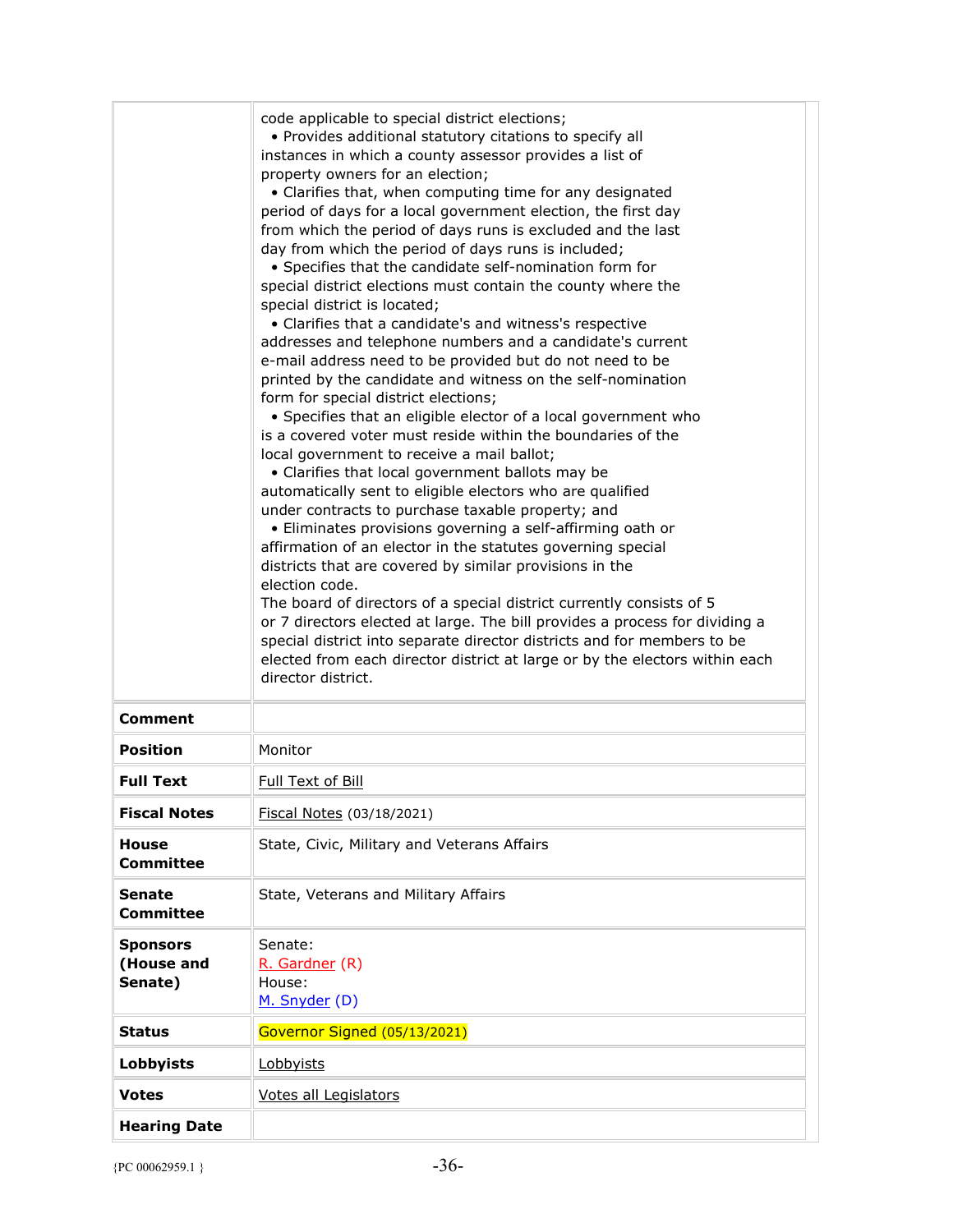| | |
|---|---|
| | code applicable to special district elections;<br>• Provides additional statutory citations to specify all instances in which a county assessor provides a list of property owners for an election;<br>• Clarifies that, when computing time for any designated period of days for a local government election, the first day from which the period of days runs is excluded and the last day from which the period of days runs is included;<br>• Specifies that the candidate self-nomination form for special district elections must contain the county where the special district is located;<br>• Clarifies that a candidate's and witness's respective addresses and telephone numbers and a candidate's current e-mail address need to be provided but do not need to be printed by the candidate and witness on the self-nomination form for special district elections;<br>• Specifies that an eligible elector of a local government who is a covered voter must reside within the boundaries of the local government to receive a mail ballot;<br>• Clarifies that local government ballots may be automatically sent to eligible electors who are qualified under contracts to purchase taxable property; and<br>• Eliminates provisions governing a self-affirming oath or affirmation of an elector in the statutes governing special districts that are covered by similar provisions in the election code.<br>The board of directors of a special district currently consists of 5 or 7 directors elected at large. The bill provides a process for dividing a special district into separate director districts and for members to be elected from each director district at large or by the electors within each director district. |
| **Comment** | |
| **Position** | Monitor |
| **Full Text** | Full Text of Bill |
| **Fiscal Notes** | Fiscal Notes (03/18/2021) |
| **House Committee** | State, Civic, Military and Veterans Affairs |
| **Senate Committee** | State, Veterans and Military Affairs |
| **Sponsors (House and Senate)** | Senate:<br>R. Gardner (R)<br>House:<br>M. Snyder (D) |
| **Status** | Governor Signed (05/13/2021) |
| **Lobbyists** | Lobbyists |
| **Votes** | Votes all Legislators |
| **Hearing Date** | |

{PC 00062959.1 }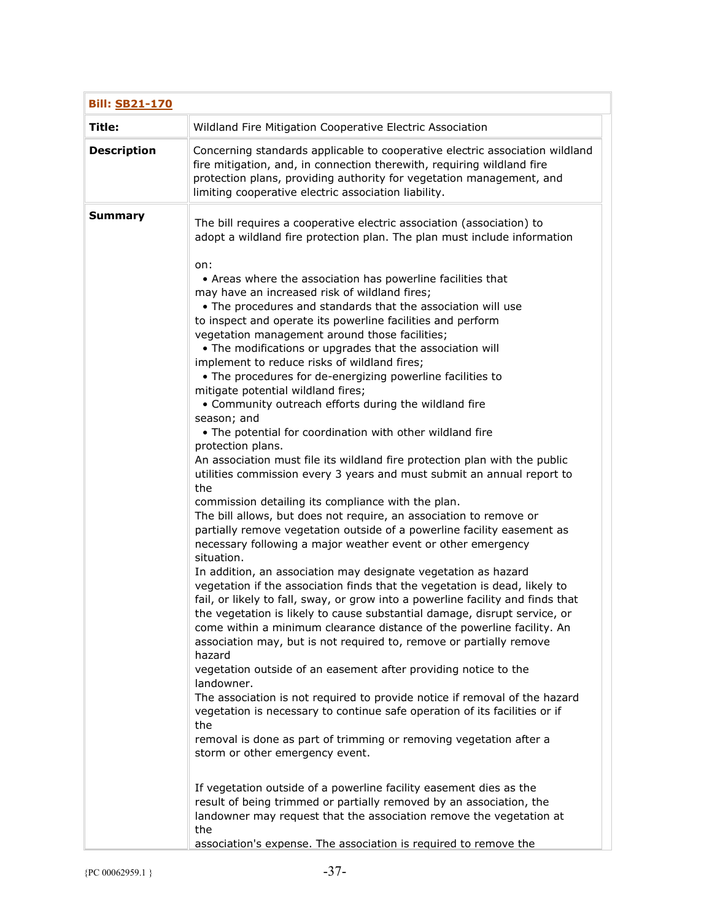| **Bill: SB21-170** | |
|---|---|
| **Title:** | Wildland Fire Mitigation Cooperative Electric Association |
| **Description** | Concerning standards applicable to cooperative electric association wildland fire mitigation, and, in connection therewith, requiring wildland fire protection plans, providing authority for vegetation management, and limiting cooperative electric association liability. |
| **Summary** | The bill requires a cooperative electric association (association) to adopt a wildland fire protection plan. The plan must include information on:<br>• Areas where the association has powerline facilities that may have an increased risk of wildland fires;<br>• The procedures and standards that the association will use to inspect and operate its powerline facilities and perform vegetation management around those facilities;<br>• The modifications or upgrades that the association will implement to reduce risks of wildland fires;<br>• The procedures for de-energizing powerline facilities to mitigate potential wildland fires;<br>• Community outreach efforts during the wildland fire season; and<br>• The potential for coordination with other wildland fire protection plans.<br>An association must file its wildland fire protection plan with the public utilities commission every 3 years and must submit an annual report to the commission detailing its compliance with the plan.<br>The bill allows, but does not require, an association to remove or partially remove vegetation outside of a powerline facility easement as necessary following a major weather event or other emergency situation.<br>In addition, an association may designate vegetation as hazard vegetation if the association finds that the vegetation is dead, likely to fail, or likely to fall, sway, or grow into a powerline facility and finds that the vegetation is likely to cause substantial damage, disrupt service, or come within a minimum clearance distance of the powerline facility. An association may, but is not required to, remove or partially remove hazard vegetation outside of an easement after providing notice to the landowner.<br>The association is not required to provide notice if removal of the hazard vegetation is necessary to continue safe operation of its facilities or if the removal is done as part of trimming or removing vegetation after a storm or other emergency event.<br><br>If vegetation outside of a powerline facility easement dies as the result of being trimmed or partially removed by an association, the landowner may request that the association remove the vegetation at the association's expense. The association is required to remove the |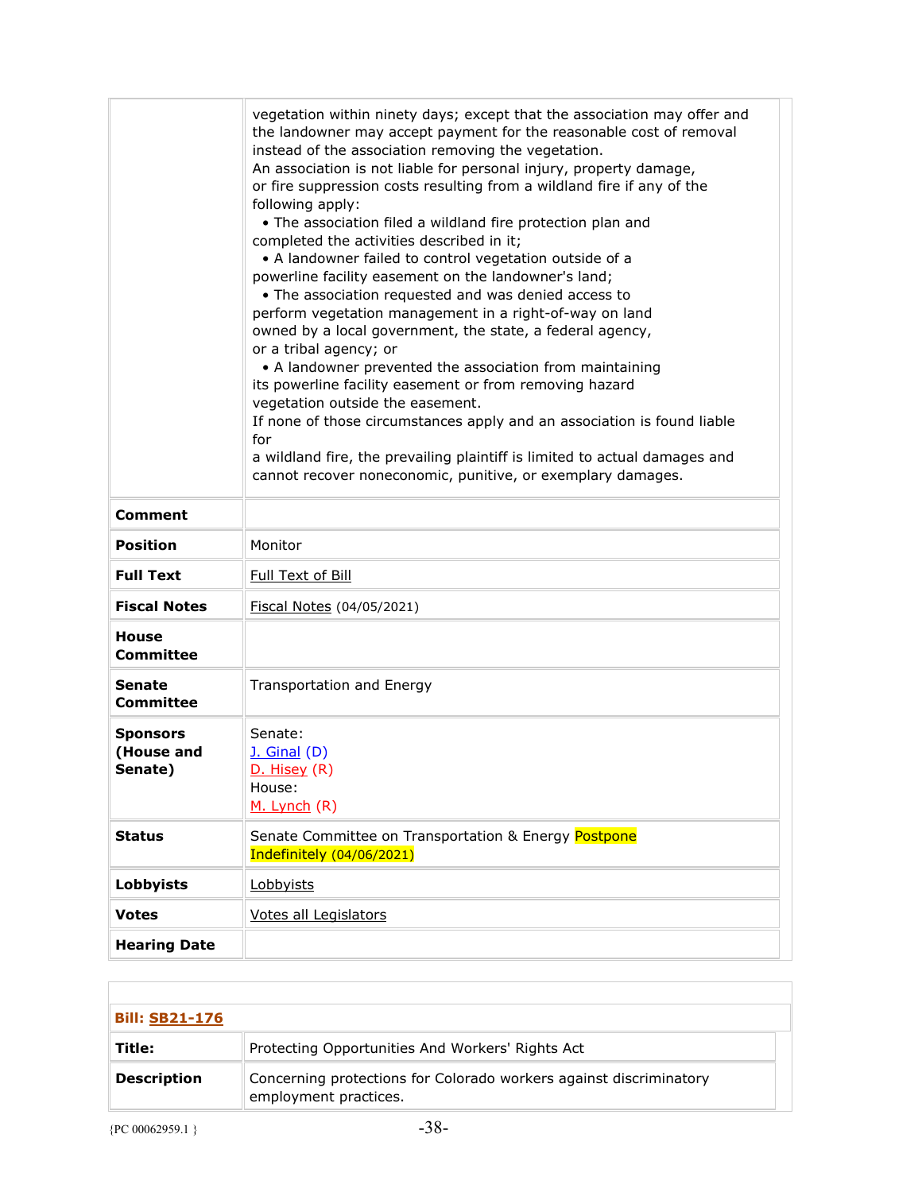| | |
|---|---|
| | vegetation within ninety days; except that the association may offer and the landowner may accept payment for the reasonable cost of removal instead of the association removing the vegetation.<br>An association is not liable for personal injury, property damage, or fire suppression costs resulting from a wildland fire if any of the following apply:<br>• The association filed a wildland fire protection plan and completed the activities described in it;<br>• A landowner failed to control vegetation outside of a powerline facility easement on the landowner's land;<br>• The association requested and was denied access to perform vegetation management in a right-of-way on land owned by a local government, the state, a federal agency, or a tribal agency; or<br>• A landowner prevented the association from maintaining its powerline facility easement or from removing hazard vegetation outside the easement.<br>If none of those circumstances apply and an association is found liable for<br>a wildland fire, the prevailing plaintiff is limited to actual damages and cannot recover noneconomic, punitive, or exemplary damages. |
| **Comment** | |
| **Position** | Monitor |
| **Full Text** | Full Text of Bill |
| **Fiscal Notes** | Fiscal Notes (04/05/2021) |
| **House Committee** | |
| **Senate Committee** | Transportation and Energy |
| **Sponsors (House and Senate)** | Senate:<br>J. Ginal (D)<br>D. Hisey (R)<br>House:<br>M. Lynch (R) |
| **Status** | Senate Committee on Transportation & Energy Postpone Indefinitely (04/06/2021) |
| **Lobbyists** | Lobbyists |
| **Votes** | Votes all Legislators |
| **Hearing Date** | |

| **Bill: SB21-176** | |
|---|---|
| **Title:** | Protecting Opportunities And Workers' Rights Act |
| **Description** | Concerning protections for Colorado workers against discriminatory employment practices. |

{PC 00062959.1 }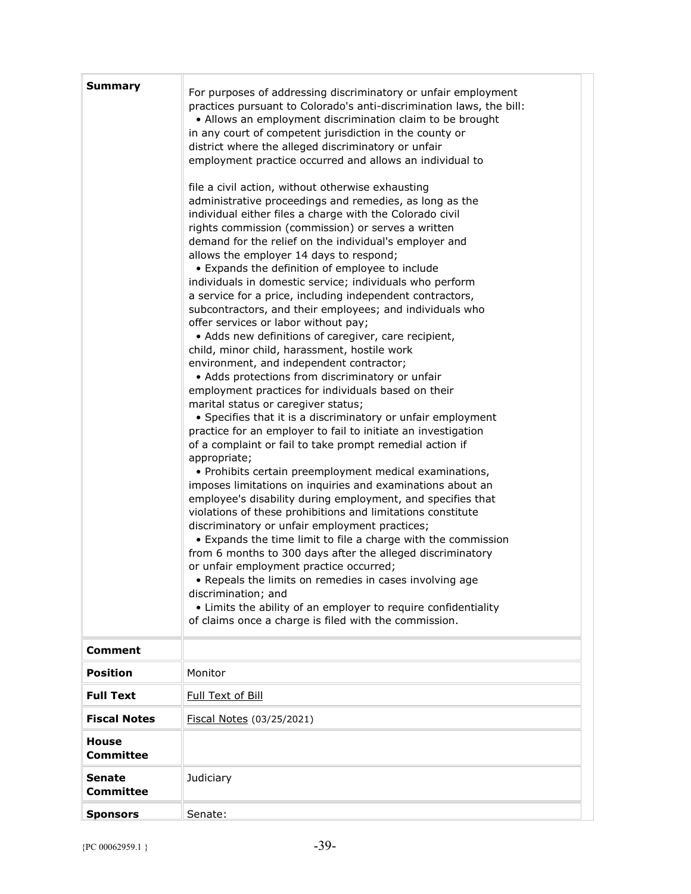| **Summary** | For purposes of addressing discriminatory or unfair employment practices pursuant to Colorado's anti-discrimination laws, the bill:<br>• Allows an employment discrimination claim to be brought in any court of competent jurisdiction in the county or district where the alleged discriminatory or unfair employment practice occurred and allows an individual to file a civil action, without otherwise exhausting administrative proceedings and remedies, as long as the individual either files a charge with the Colorado civil rights commission (commission) or serves a written demand for the relief on the individual's employer and allows the employer 14 days to respond;<br>• Expands the definition of employee to include individuals in domestic service; individuals who perform a service for a price, including independent contractors, subcontractors, and their employees; and individuals who offer services or labor without pay;<br>• Adds new definitions of caregiver, care recipient, child, minor child, harassment, hostile work environment, and independent contractor;<br>• Adds protections from discriminatory or unfair employment practices for individuals based on their marital status or caregiver status;<br>• Specifies that it is a discriminatory or unfair employment practice for an employer to fail to initiate an investigation of a complaint or fail to take prompt remedial action if appropriate;<br>• Prohibits certain preemployment medical examinations, imposes limitations on inquiries and examinations about an employee's disability during employment, and specifies that violations of these prohibitions and limitations constitute discriminatory or unfair employment practices;<br>• Expands the time limit to file a charge with the commission from 6 months to 300 days after the alleged discriminatory or unfair employment practice occurred;<br>• Repeals the limits on remedies in cases involving age discrimination; and<br>• Limits the ability of an employer to require confidentiality of claims once a charge is filed with the commission. |
|---|---|
| **Comment** | |
| **Position** | Monitor |
| **Full Text** | Full Text of Bill |
| **Fiscal Notes** | Fiscal Notes (03/25/2021) |
| **House Committee** | |
| **Senate Committee** | Judiciary |
| **Sponsors** | Senate: |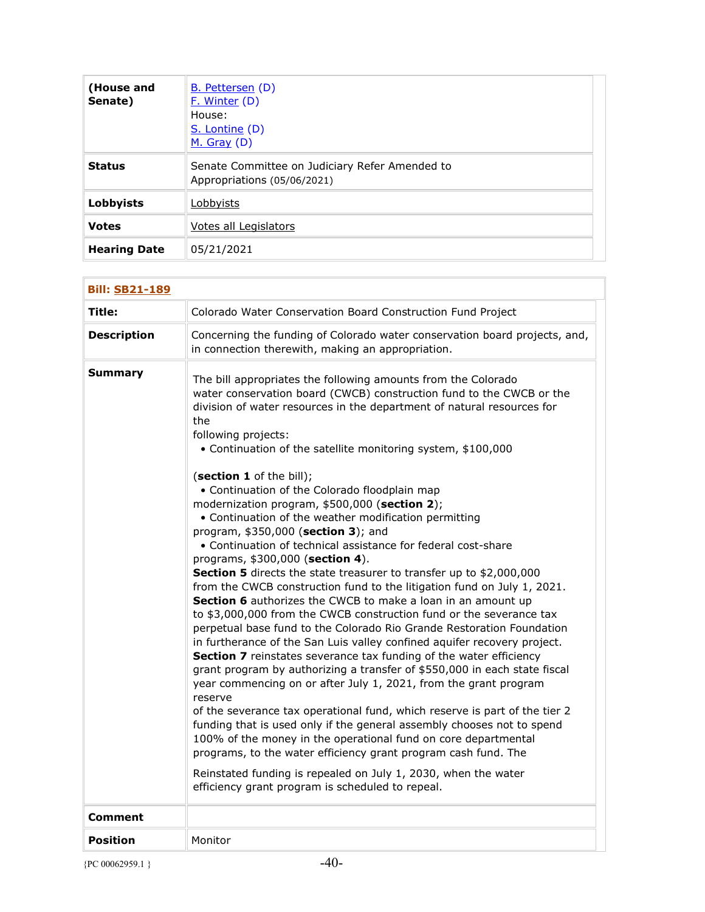| (House and Senate) | B. Pettersen (D)<br>F. Winter (D)<br>House:<br>S. Lontine (D)<br>M. Gray (D) |
|---|---|
| **Status** | Senate Committee on Judiciary Refer Amended to Appropriations (05/06/2021) |
| **Lobbyists** | Lobbyists |
| **Votes** | Votes all Legislators |
| **Hearing Date** | 05/21/2021 |

| **Bill: SB21-189** | |
|---|---|
| **Title:** | Colorado Water Conservation Board Construction Fund Project |
| **Description** | Concerning the funding of Colorado water conservation board projects, and, in connection therewith, making an appropriation. |
| **Summary** | The bill appropriates the following amounts from the Colorado water conservation board (CWCB) construction fund to the CWCB or the division of water resources in the department of natural resources for the following projects:<br>• Continuation of the satellite monitoring system, $100,000 (**section 1** of the bill);<br>• Continuation of the Colorado floodplain map modernization program, $500,000 (**section 2**);<br>• Continuation of the weather modification permitting program, $350,000 (**section 3**); and<br>• Continuation of technical assistance for federal cost-share programs, $300,000 (**section 4**).<br>**Section 5** directs the state treasurer to transfer up to $2,000,000 from the CWCB construction fund to the litigation fund on July 1, 2021.<br>**Section 6** authorizes the CWCB to make a loan in an amount up to $3,000,000 from the CWCB construction fund or the severance tax perpetual base fund to the Colorado Rio Grande Restoration Foundation in furtherance of the San Luis valley confined aquifer recovery project.<br>**Section 7** reinstates severance tax funding of the water efficiency grant program by authorizing a transfer of $550,000 in each state fiscal year commencing on or after July 1, 2021, from the grant program reserve of the severance tax operational fund, which reserve is part of the tier 2 funding that is used only if the general assembly chooses not to spend 100% of the money in the operational fund on core departmental programs, to the water efficiency grant program cash fund. The<br><br>Reinstated funding is repealed on July 1, 2030, when the water efficiency grant program is scheduled to repeal. |
| **Comment** | |
| **Position** | Monitor |

{PC 00062959.1 }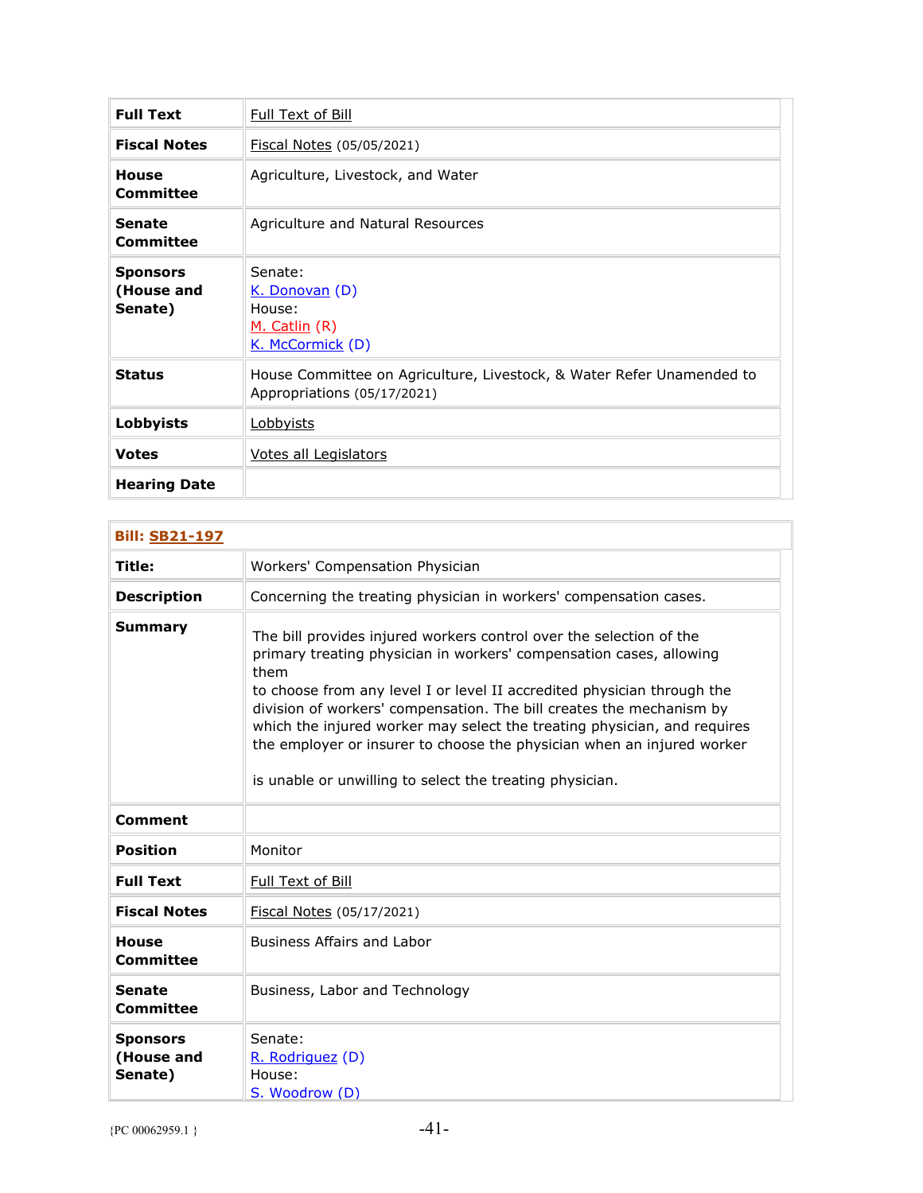| Full Text | Full Text of Bill |
|---|---|
| **Fiscal Notes** | Fiscal Notes (05/05/2021) |
| **House Committee** | Agriculture, Livestock, and Water |
| **Senate Committee** | Agriculture and Natural Resources |
| **Sponsors (House and Senate)** | Senate:<br>K. Donovan (D)<br>House:<br>M. Catlin (R)<br>K. McCormick (D) |
| **Status** | House Committee on Agriculture, Livestock, & Water Refer Unamended to Appropriations (05/17/2021) |
| **Lobbyists** | Lobbyists |
| **Votes** | Votes all Legislators |
| **Hearing Date** | |

| Bill: SB21-197 | |
|---|---|
| **Title:** | Workers' Compensation Physician |
| **Description** | Concerning the treating physician in workers' compensation cases. |
| **Summary** | The bill provides injured workers control over the selection of the primary treating physician in workers' compensation cases, allowing them to choose from any level I or level II accredited physician through the division of workers' compensation. The bill creates the mechanism by which the injured worker may select the treating physician, and requires the employer or insurer to choose the physician when an injured worker is unable or unwilling to select the treating physician. |
| **Comment** | |
| **Position** | Monitor |
| **Full Text** | Full Text of Bill |
| **Fiscal Notes** | Fiscal Notes (05/17/2021) |
| **House Committee** | Business Affairs and Labor |
| **Senate Committee** | Business, Labor and Technology |
| **Sponsors (House and Senate)** | Senate:<br>R. Rodriguez (D)<br>House:<br>S. Woodrow (D) |

{PC 00062959.1 }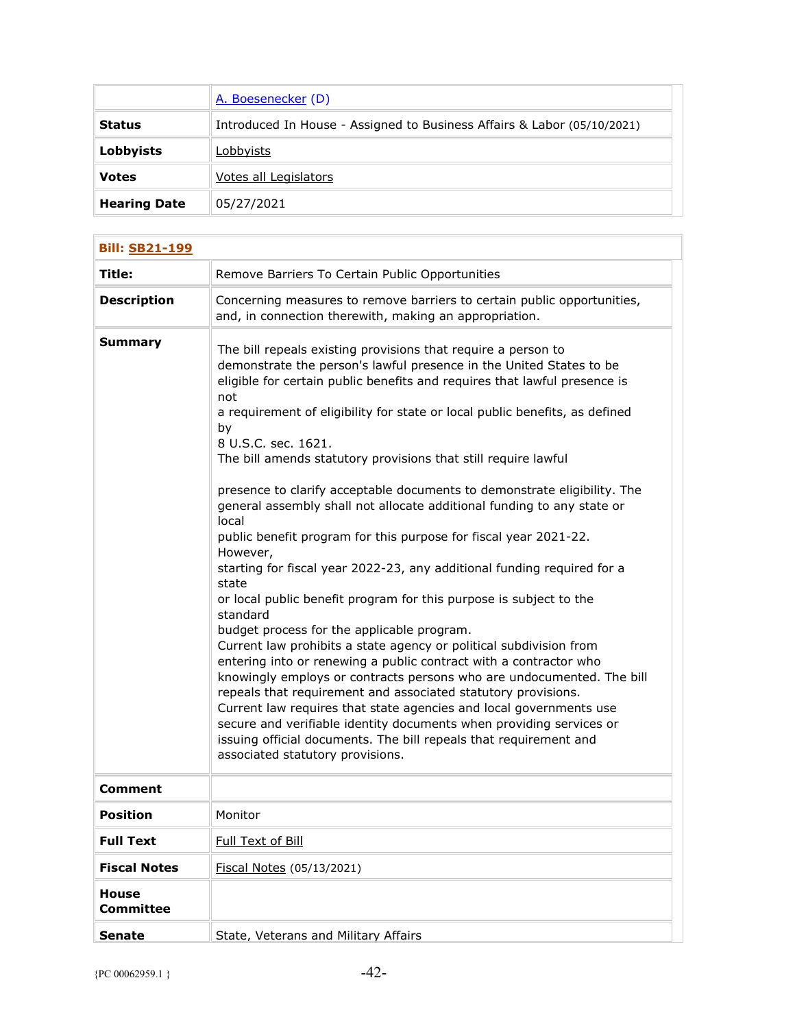| | [A. Boesenecker](#) (D) |
|---|---|
| **Status** | Introduced In House - Assigned to Business Affairs & Labor (05/10/2021) |
| **Lobbyists** | Lobbyists |
| **Votes** | Votes all Legislators |
| **Hearing Date** | 05/27/2021 |

| **Bill: SB21-199** | |
|---|---|
| **Title:** | Remove Barriers To Certain Public Opportunities |
| **Description** | Concerning measures to remove barriers to certain public opportunities, and, in connection therewith, making an appropriation. |
| **Summary** | The bill repeals existing provisions that require a person to demonstrate the person's lawful presence in the United States to be eligible for certain public benefits and requires that lawful presence is not a requirement of eligibility for state or local public benefits, as defined by 8 U.S.C. sec. 1621. The bill amends statutory provisions that still require lawful presence to clarify acceptable documents to demonstrate eligibility. The general assembly shall not allocate additional funding to any state or local public benefit program for this purpose for fiscal year 2021-22. However, starting for fiscal year 2022-23, any additional funding required for a state or local public benefit program for this purpose is subject to the standard budget process for the applicable program. Current law prohibits a state agency or political subdivision from entering into or renewing a public contract with a contractor who knowingly employs or contracts persons who are undocumented. The bill repeals that requirement and associated statutory provisions. Current law requires that state agencies and local governments use secure and verifiable identity documents when providing services or issuing official documents. The bill repeals that requirement and associated statutory provisions. |
| **Comment** | |
| **Position** | Monitor |
| **Full Text** | Full Text of Bill |
| **Fiscal Notes** | Fiscal Notes (05/13/2021) |
| **House Committee** | |
| **Senate** | State, Veterans and Military Affairs |

{PC 00062959.1 }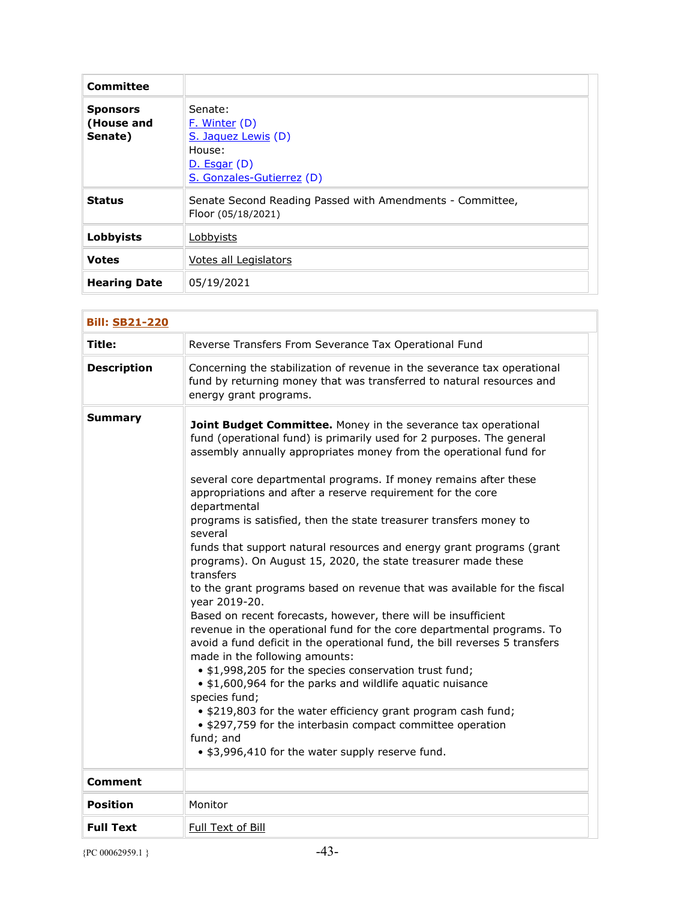| Committee | |
|---|---|
| Sponsors (House and Senate) | Senate:<br>F. Winter (D)<br>S. Jaquez Lewis (D)<br>House:<br>D. Esgar (D)<br>S. Gonzales-Gutierrez (D) |
| Status | Senate Second Reading Passed with Amendments - Committee, Floor (05/18/2021) |
| Lobbyists | Lobbyists |
| Votes | Votes all Legislators |
| Hearing Date | 05/19/2021 |

| Bill: SB21-220 | |
|---|---|
| Title: | Reverse Transfers From Severance Tax Operational Fund |
| Description | Concerning the stabilization of revenue in the severance tax operational fund by returning money that was transferred to natural resources and energy grant programs. |
| Summary | **Joint Budget Committee.** Money in the severance tax operational fund (operational fund) is primarily used for 2 purposes. The general assembly annually appropriates money from the operational fund for several core departmental programs. If money remains after these appropriations and after a reserve requirement for the core departmental programs is satisfied, then the state treasurer transfers money to several funds that support natural resources and energy grant programs (grant programs). On August 15, 2020, the state treasurer made these transfers to the grant programs based on revenue that was available for the fiscal year 2019-20.<br>Based on recent forecasts, however, there will be insufficient revenue in the operational fund for the core departmental programs. To avoid a fund deficit in the operational fund, the bill reverses 5 transfers made in the following amounts:<br>• $1,998,205 for the species conservation trust fund;<br>• $1,600,964 for the parks and wildlife aquatic nuisance species fund;<br>• $219,803 for the water efficiency grant program cash fund;<br>• $297,759 for the interbasin compact committee operation fund; and<br>• $3,996,410 for the water supply reserve fund. |
| Comment | |
| Position | Monitor |
| Full Text | Full Text of Bill |

{PC 00062959.1 }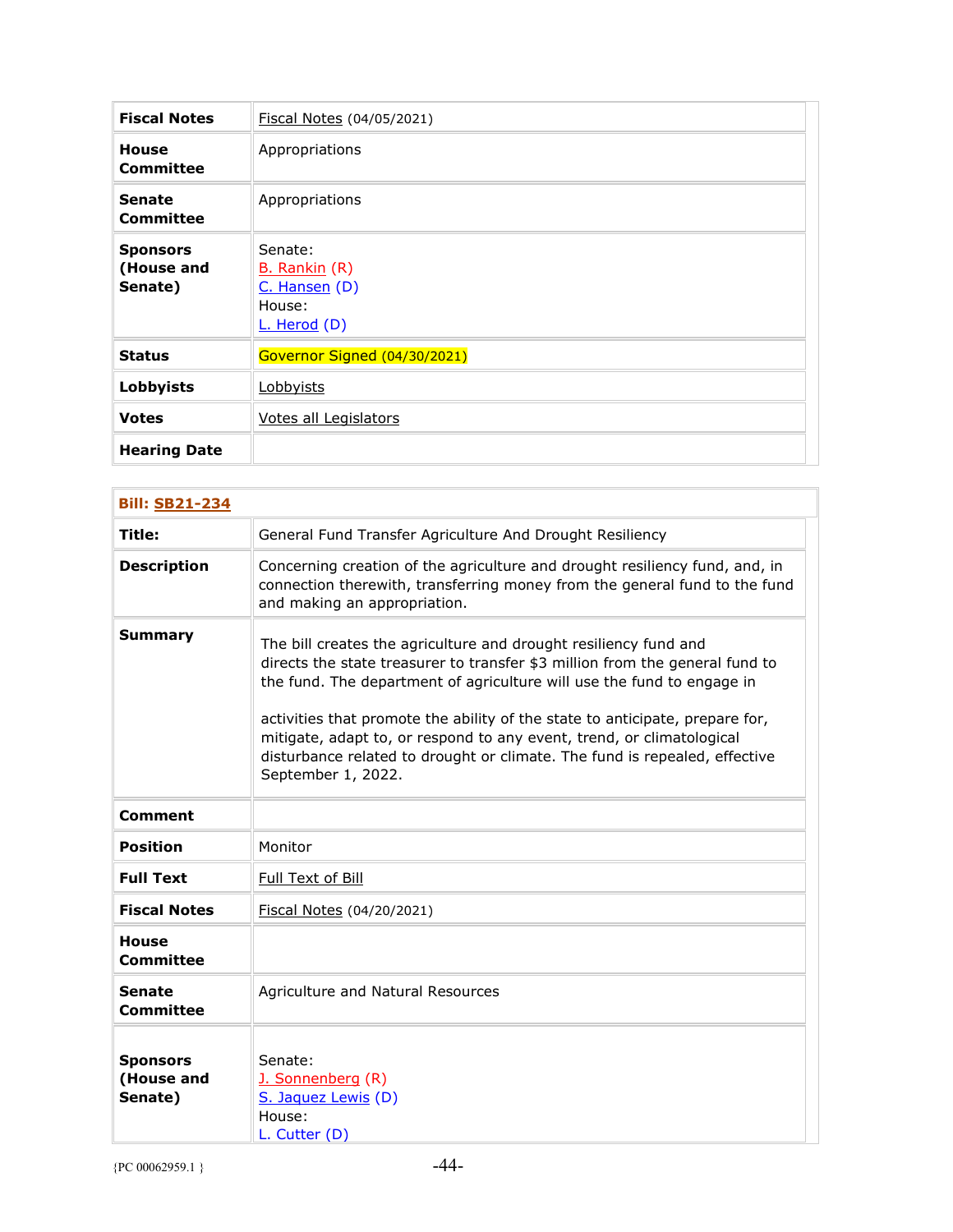| | |
|---|---|
| **Fiscal Notes** | Fiscal Notes (04/05/2021) |
| **House Committee** | Appropriations |
| **Senate Committee** | Appropriations |
| **Sponsors (House and Senate)** | Senate:<br>B. Rankin (R)<br>C. Hansen (D)<br>House:<br>L. Herod (D) |
| **Status** | Governor Signed (04/30/2021) |
| **Lobbyists** | Lobbyists |
| **Votes** | Votes all Legislators |
| **Hearing Date** | |

| **Bill: SB21-234** | |
|---|---|
| **Title:** | General Fund Transfer Agriculture And Drought Resiliency |
| **Description** | Concerning creation of the agriculture and drought resiliency fund, and, in connection therewith, transferring money from the general fund to the fund and making an appropriation. |
| **Summary** | The bill creates the agriculture and drought resiliency fund and directs the state treasurer to transfer $3 million from the general fund to the fund. The department of agriculture will use the fund to engage in<br><br>activities that promote the ability of the state to anticipate, prepare for, mitigate, adapt to, or respond to any event, trend, or climatological disturbance related to drought or climate. The fund is repealed, effective September 1, 2022. |
| **Comment** | |
| **Position** | Monitor |
| **Full Text** | Full Text of Bill |
| **Fiscal Notes** | Fiscal Notes (04/20/2021) |
| **House Committee** | |
| **Senate Committee** | Agriculture and Natural Resources |
| **Sponsors (House and Senate)** | Senate:<br>J. Sonnenberg (R)<br>S. Jaquez Lewis (D)<br>House:<br>L. Cutter (D) |

{PC 00062959.1 }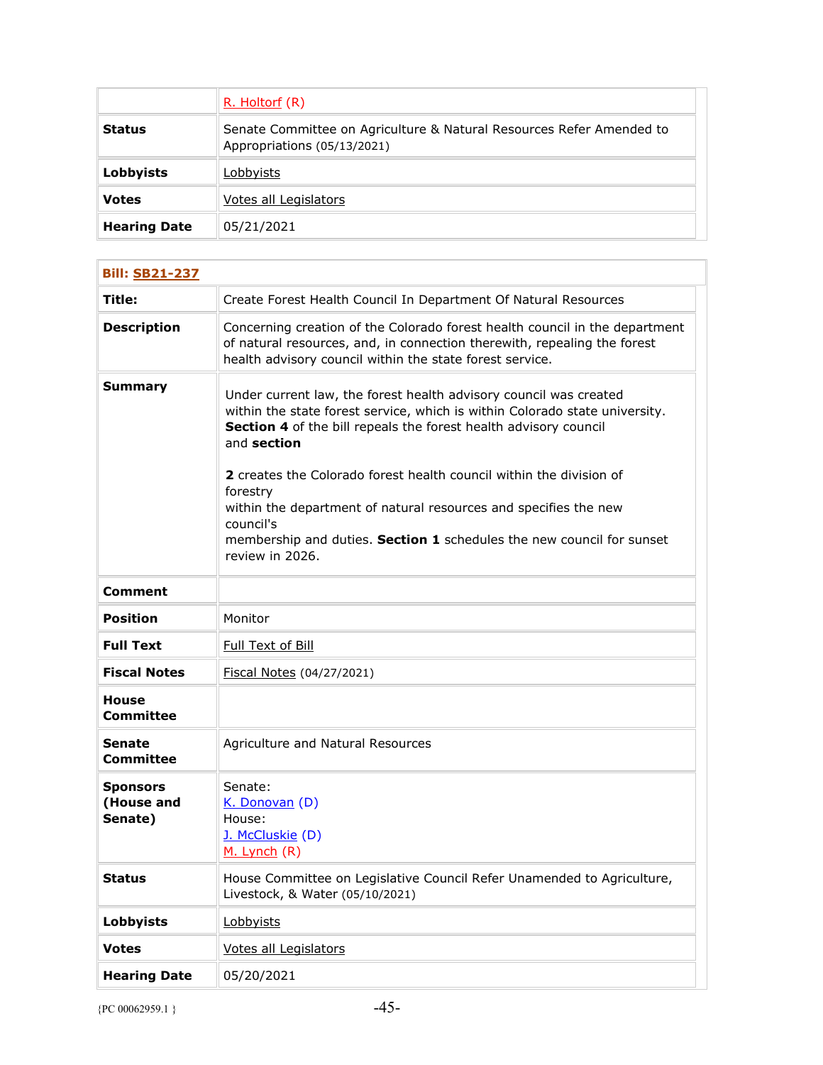| | |
|---|---|
| | R. Holtorf (R) |
| **Status** | Senate Committee on Agriculture & Natural Resources Refer Amended to Appropriations (05/13/2021) |
| **Lobbyists** | Lobbyists |
| **Votes** | Votes all Legislators |
| **Hearing Date** | 05/21/2021 |

| **Bill: SB21-237** | |
|---|---|
| **Title:** | Create Forest Health Council In Department Of Natural Resources |
| **Description** | Concerning creation of the Colorado forest health council in the department of natural resources, and, in connection therewith, repealing the forest health advisory council within the state forest service. |
| **Summary** | Under current law, the forest health advisory council was created within the state forest service, which is within Colorado state university. **Section 4** of the bill repeals the forest health advisory council and **section** **2** creates the Colorado forest health council within the division of forestry within the department of natural resources and specifies the new council's membership and duties. **Section 1** schedules the new council for sunset review in 2026. |
| **Comment** | |
| **Position** | Monitor |
| **Full Text** | Full Text of Bill |
| **Fiscal Notes** | Fiscal Notes (04/27/2021) |
| **House Committee** | |
| **Senate Committee** | Agriculture and Natural Resources |
| **Sponsors (House and Senate)** | Senate: K. Donovan (D) House: J. McCluskie (D) M. Lynch (R) |
| **Status** | House Committee on Legislative Council Refer Unamended to Agriculture, Livestock, & Water (05/10/2021) |
| **Lobbyists** | Lobbyists |
| **Votes** | Votes all Legislators |
| **Hearing Date** | 05/20/2021 |

{PC 00062959.1 }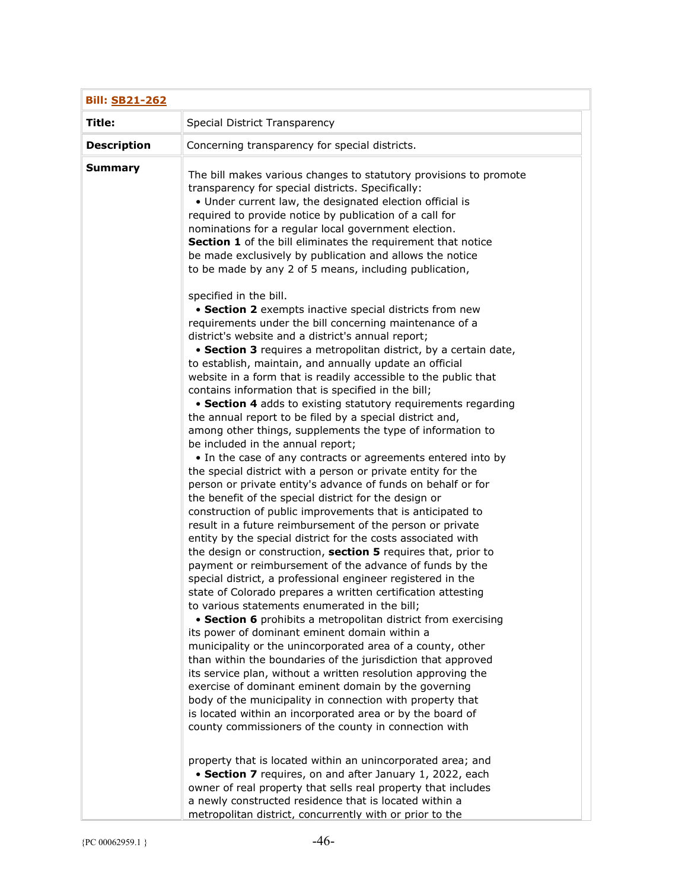| **Bill: SB21-262** | |
|---|---|
| **Title:** | Special District Transparency |
| **Description** | Concerning transparency for special districts. |
| **Summary** | The bill makes various changes to statutory provisions to promote transparency for special districts. Specifically:<br>• Under current law, the designated election official is required to provide notice by publication of a call for nominations for a regular local government election. **Section 1** of the bill eliminates the requirement that notice be made exclusively by publication and allows the notice to be made by any 2 of 5 means, including publication, specified in the bill.<br>• **Section 2** exempts inactive special districts from new requirements under the bill concerning maintenance of a district's website and a district's annual report;<br>• **Section 3** requires a metropolitan district, by a certain date, to establish, maintain, and annually update an official website in a form that is readily accessible to the public that contains information that is specified in the bill;<br>• **Section 4** adds to existing statutory requirements regarding the annual report to be filed by a special district and, among other things, supplements the type of information to be included in the annual report;<br>• In the case of any contracts or agreements entered into by the special district with a person or private entity for the person or private entity's advance of funds on behalf or for the benefit of the special district for the design or construction of public improvements that is anticipated to result in a future reimbursement of the person or private entity by the special district for the costs associated with the design or construction, **section 5** requires that, prior to payment or reimbursement of the advance of funds by the special district, a professional engineer registered in the state of Colorado prepares a written certification attesting to various statements enumerated in the bill;<br>• **Section 6** prohibits a metropolitan district from exercising its power of dominant eminent domain within a municipality or the unincorporated area of a county, other than within the boundaries of the jurisdiction that approved its service plan, without a written resolution approving the exercise of dominant eminent domain by the governing body of the municipality in connection with property that is located within an incorporated area or by the board of county commissioners of the county in connection with property that is located within an unincorporated area; and<br>• **Section 7** requires, on and after January 1, 2022, each owner of real property that sells real property that includes a newly constructed residence that is located within a metropolitan district, concurrently with or prior to the |

{PC 00062959.1 }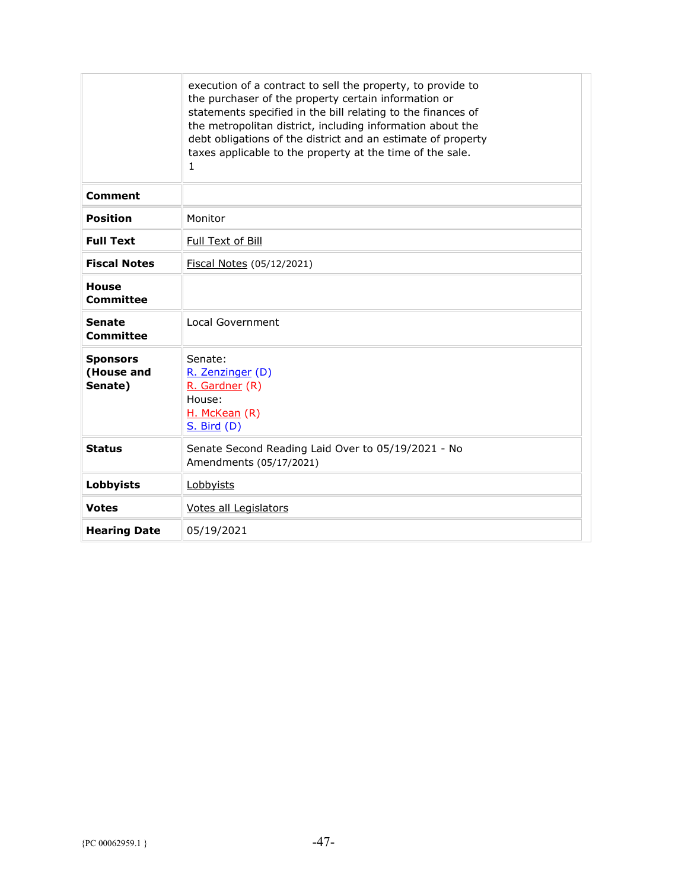| | |
|---|---|
| | execution of a contract to sell the property, to provide to the purchaser of the property certain information or statements specified in the bill relating to the finances of the metropolitan district, including information about the debt obligations of the district and an estimate of property taxes applicable to the property at the time of the sale. 1 |
| **Comment** | |
| **Position** | Monitor |
| **Full Text** | Full Text of Bill |
| **Fiscal Notes** | Fiscal Notes (05/12/2021) |
| **House Committee** | |
| **Senate Committee** | Local Government |
| **Sponsors (House and Senate)** | Senate: R. Zenzinger (D) R. Gardner (R) House: H. McKean (R) S. Bird (D) |
| **Status** | Senate Second Reading Laid Over to 05/19/2021 - No Amendments (05/17/2021) |
| **Lobbyists** | Lobbyists |
| **Votes** | Votes all Legislators |
| **Hearing Date** | 05/19/2021 |

{PC 00062959.1 }